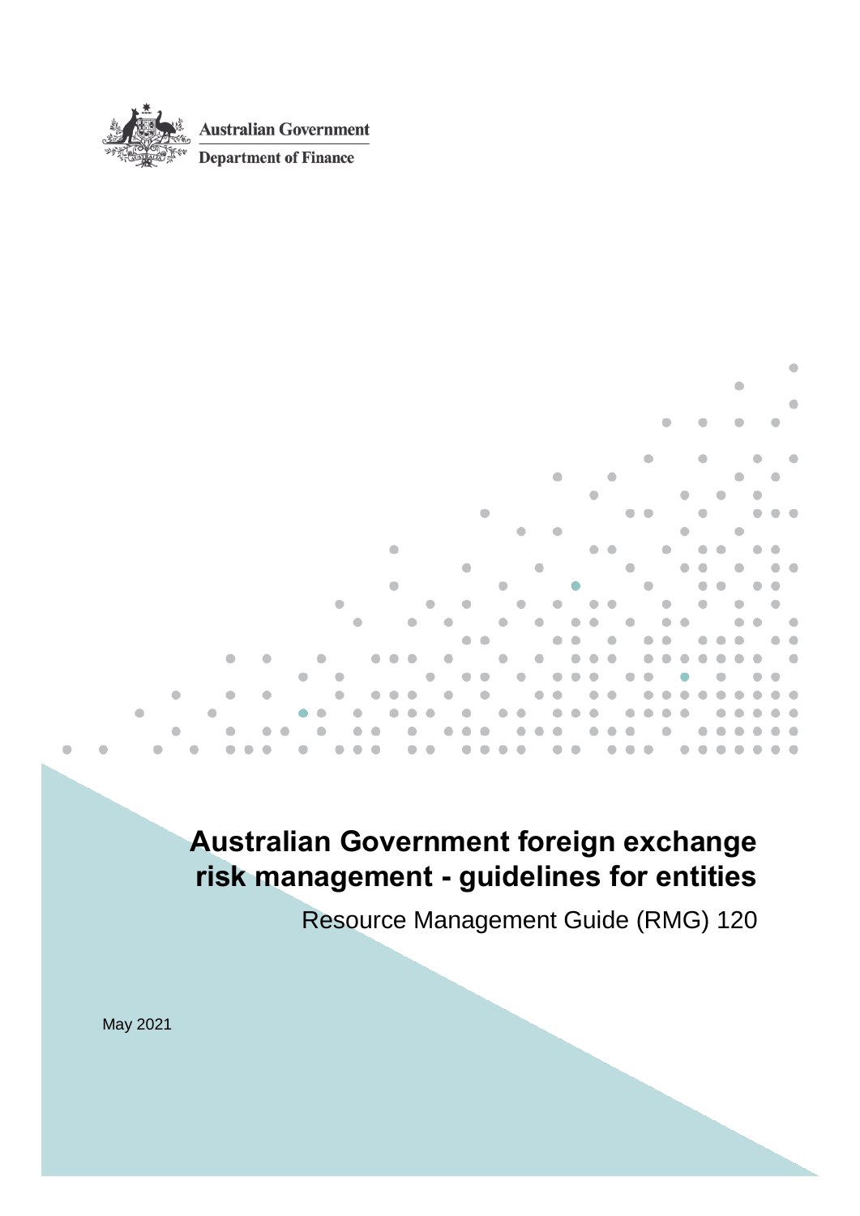Australian Government

Department of Finance

# Australian Government foreign exchange risk management - guidelines for entities

Resource Management Guide (RMG) 120

May 2021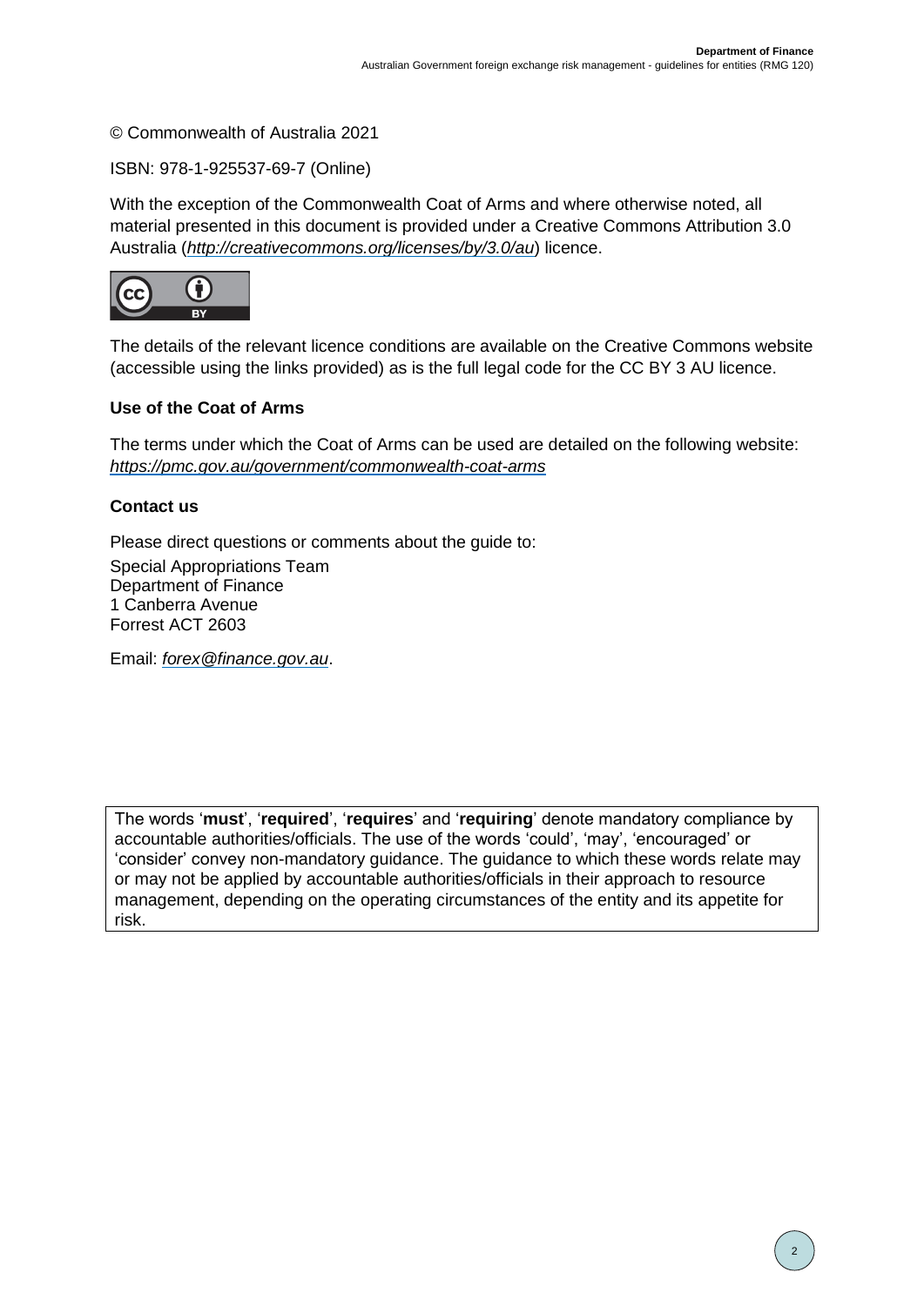© Commonwealth of Australia 2021

ISBN: 978-1-925537-69-7 (Online)

With the exception of the Commonwealth Coat of Arms and where otherwise noted, all material presented in this document is provided under a Creative Commons Attribution 3.0 Australia (*http://creativecommons.org/licenses/by/3.0/au*) licence.

The details of the relevant licence conditions are available on the Creative Commons website (accessible using the links provided) as is the full legal code for the CC BY 3 AU licence.

**Use of the Coat of Arms**

The terms under which the Coat of Arms can be used are detailed on the following website: *https://pmc.gov.au/government/commonwealth-coat-arms*

**Contact us**

Please direct questions or comments about the guide to:

Special Appropriations Team
Department of Finance
1 Canberra Avenue
Forrest ACT 2603

Email: *forex@finance.gov.au*.

The words '**must**', '**required**', '**requires**' and '**requiring**' denote mandatory compliance by accountable authorities/officials. The use of the words 'could', 'may', 'encouraged' or 'consider' convey non-mandatory guidance. The guidance to which these words relate may or may not be applied by accountable authorities/officials in their approach to resource management, depending on the operating circumstances of the entity and its appetite for risk.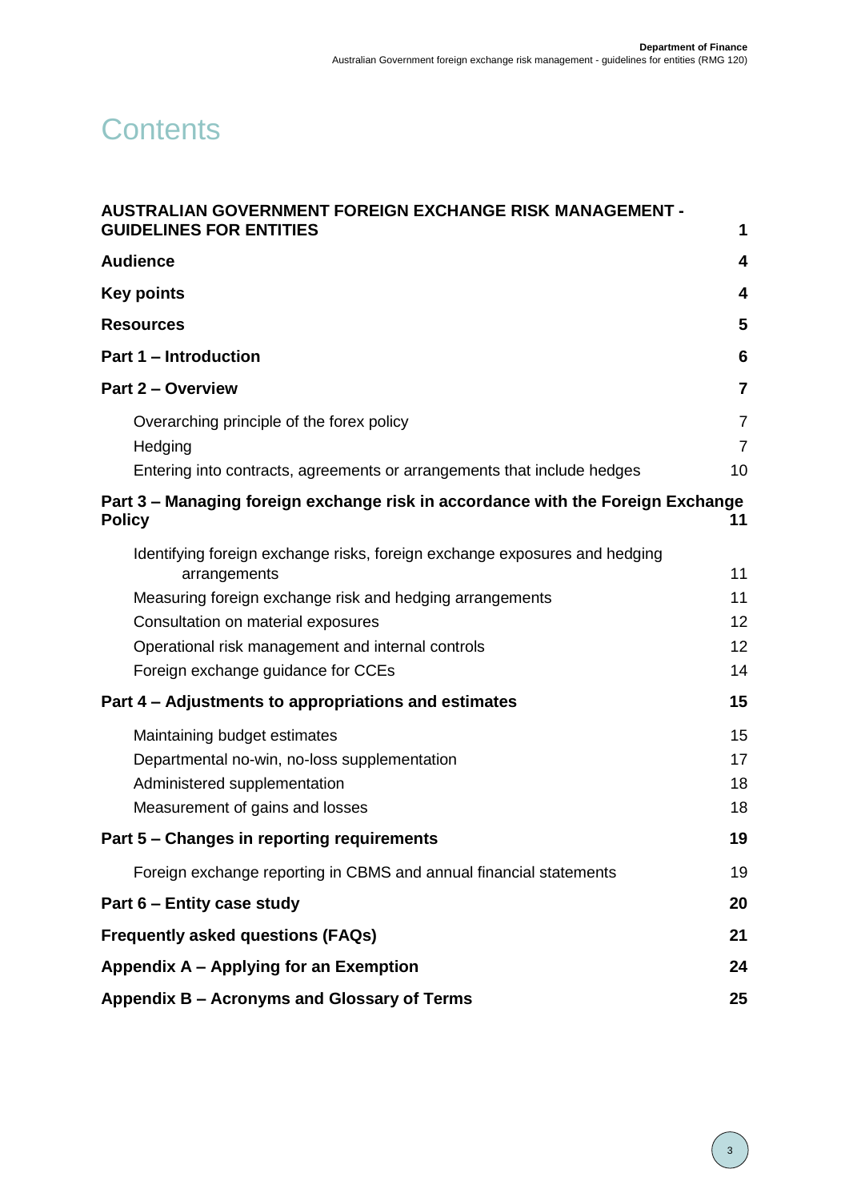# Contents

| | |
|---|---|
| **AUSTRALIAN GOVERNMENT FOREIGN EXCHANGE RISK MANAGEMENT - GUIDELINES FOR ENTITIES** | **1** |
| **Audience** | **4** |
| **Key points** | **4** |
| **Resources** | **5** |
| **Part 1 – Introduction** | **6** |
| **Part 2 – Overview** | **7** |
| Overarching principle of the forex policy | 7 |
| Hedging | 7 |
| Entering into contracts, agreements or arrangements that include hedges | 10 |
| **Part 3 – Managing foreign exchange risk in accordance with the Foreign Exchange Policy** | **11** |
| Identifying foreign exchange risks, foreign exchange exposures and hedging arrangements | 11 |
| Measuring foreign exchange risk and hedging arrangements | 11 |
| Consultation on material exposures | 12 |
| Operational risk management and internal controls | 12 |
| Foreign exchange guidance for CCEs | 14 |
| **Part 4 – Adjustments to appropriations and estimates** | **15** |
| Maintaining budget estimates | 15 |
| Departmental no-win, no-loss supplementation | 17 |
| Administered supplementation | 18 |
| Measurement of gains and losses | 18 |
| **Part 5 – Changes in reporting requirements** | **19** |
| Foreign exchange reporting in CBMS and annual financial statements | 19 |
| **Part 6 – Entity case study** | **20** |
| **Frequently asked questions (FAQs)** | **21** |
| **Appendix A – Applying for an Exemption** | **24** |
| **Appendix B – Acronyms and Glossary of Terms** | **25** |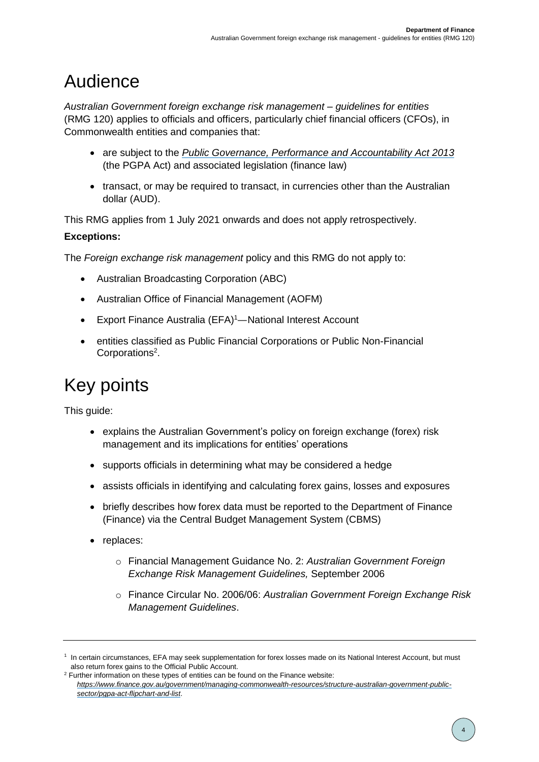# Audience

*Australian Government foreign exchange risk management – guidelines for entities* (RMG 120) applies to officials and officers, particularly chief financial officers (CFOs), in Commonwealth entities and companies that:

- are subject to the *Public Governance, Performance and Accountability Act 2013* (the PGPA Act) and associated legislation (finance law)
- transact, or may be required to transact, in currencies other than the Australian dollar (AUD).

This RMG applies from 1 July 2021 onwards and does not apply retrospectively.

**Exceptions:**

The *Foreign exchange risk management* policy and this RMG do not apply to:

- Australian Broadcasting Corporation (ABC)
- Australian Office of Financial Management (AOFM)
- Export Finance Australia (EFA)[1]—National Interest Account
- entities classified as Public Financial Corporations or Public Non-Financial Corporations[2].

# Key points

This guide:

- explains the Australian Government's policy on foreign exchange (forex) risk management and its implications for entities' operations
- supports officials in determining what may be considered a hedge
- assists officials in identifying and calculating forex gains, losses and exposures
- briefly describes how forex data must be reported to the Department of Finance (Finance) via the Central Budget Management System (CBMS)
- replaces:
  - Financial Management Guidance No. 2: *Australian Government Foreign Exchange Risk Management Guidelines,* September 2006
  - Finance Circular No. 2006/06: *Australian Government Foreign Exchange Risk Management Guidelines*.

---

[1] In certain circumstances, EFA may seek supplementation for forex losses made on its National Interest Account, but must also return forex gains to the Official Public Account.

[2] Further information on these types of entities can be found on the Finance website: *https://www.finance.gov.au/government/managing-commonwealth-resources/structure-australian-government-public-sector/pgpa-act-flipchart-and-list*.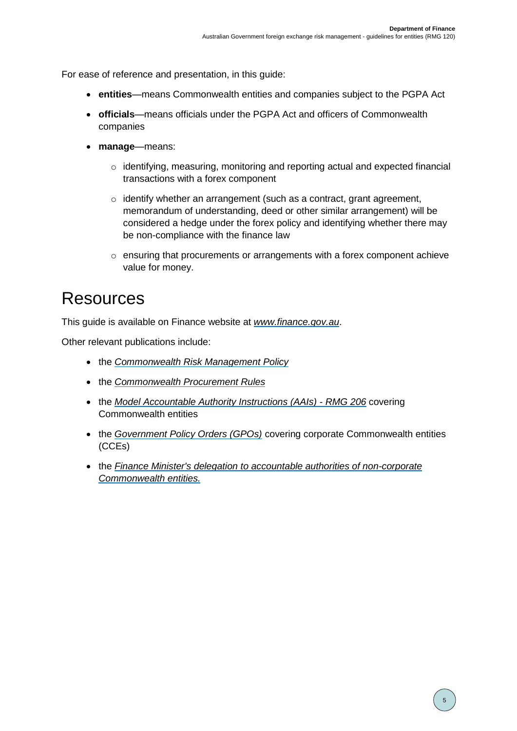For ease of reference and presentation, in this guide:

- **entities**—means Commonwealth entities and companies subject to the PGPA Act
- **officials**—means officials under the PGPA Act and officers of Commonwealth companies
- **manage**—means:
  - identifying, measuring, monitoring and reporting actual and expected financial transactions with a forex component
  - identify whether an arrangement (such as a contract, grant agreement, memorandum of understanding, deed or other similar arrangement) will be considered a hedge under the forex policy and identifying whether there may be non-compliance with the finance law
  - ensuring that procurements or arrangements with a forex component achieve value for money.

# Resources

This guide is available on Finance website at *www.finance.gov.au*.

Other relevant publications include:

- the *Commonwealth Risk Management Policy*
- the *Commonwealth Procurement Rules*
- the *Model Accountable Authority Instructions (AAIs) - RMG 206* covering Commonwealth entities
- the *Government Policy Orders (GPOs)* covering corporate Commonwealth entities (CCEs)
- the *Finance Minister's delegation to accountable authorities of non-corporate Commonwealth entities.*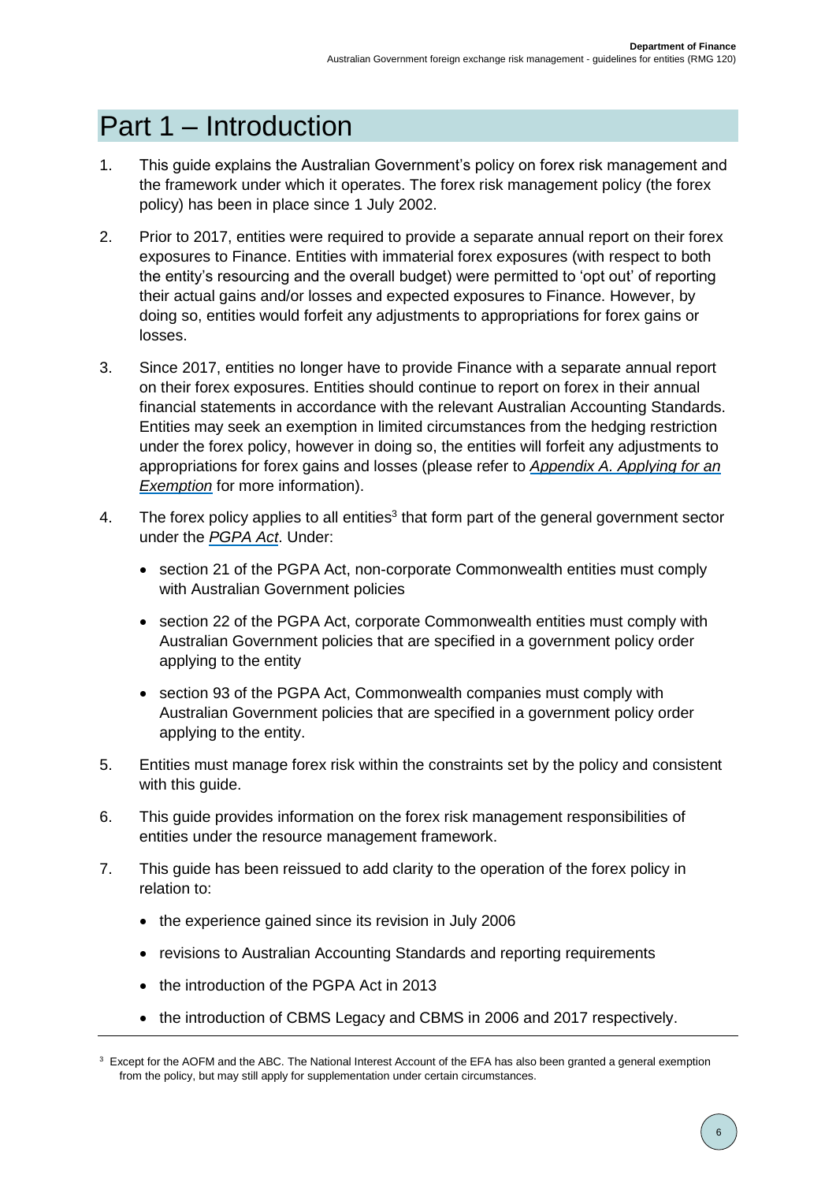# Part 1 – Introduction

1. This guide explains the Australian Government's policy on forex risk management and the framework under which it operates. The forex risk management policy (the forex policy) has been in place since 1 July 2002.

2. Prior to 2017, entities were required to provide a separate annual report on their forex exposures to Finance. Entities with immaterial forex exposures (with respect to both the entity's resourcing and the overall budget) were permitted to 'opt out' of reporting their actual gains and/or losses and expected exposures to Finance. However, by doing so, entities would forfeit any adjustments to appropriations for forex gains or losses.

3. Since 2017, entities no longer have to provide Finance with a separate annual report on their forex exposures. Entities should continue to report on forex in their annual financial statements in accordance with the relevant Australian Accounting Standards. Entities may seek an exemption in limited circumstances from the hedging restriction under the forex policy, however in doing so, the entities will forfeit any adjustments to appropriations for forex gains and losses (please refer to *Appendix A. Applying for an Exemption* for more information).

4. The forex policy applies to all entities[3] that form part of the general government sector under the *PGPA Act*. Under:

   - section 21 of the PGPA Act, non-corporate Commonwealth entities must comply with Australian Government policies
   - section 22 of the PGPA Act, corporate Commonwealth entities must comply with Australian Government policies that are specified in a government policy order applying to the entity
   - section 93 of the PGPA Act, Commonwealth companies must comply with Australian Government policies that are specified in a government policy order applying to the entity.

5. Entities must manage forex risk within the constraints set by the policy and consistent with this guide.

6. This guide provides information on the forex risk management responsibilities of entities under the resource management framework.

7. This guide has been reissued to add clarity to the operation of the forex policy in relation to:

   - the experience gained since its revision in July 2006
   - revisions to Australian Accounting Standards and reporting requirements
   - the introduction of the PGPA Act in 2013
   - the introduction of CBMS Legacy and CBMS in 2006 and 2017 respectively.

---

[3] Except for the AOFM and the ABC. The National Interest Account of the EFA has also been granted a general exemption from the policy, but may still apply for supplementation under certain circumstances.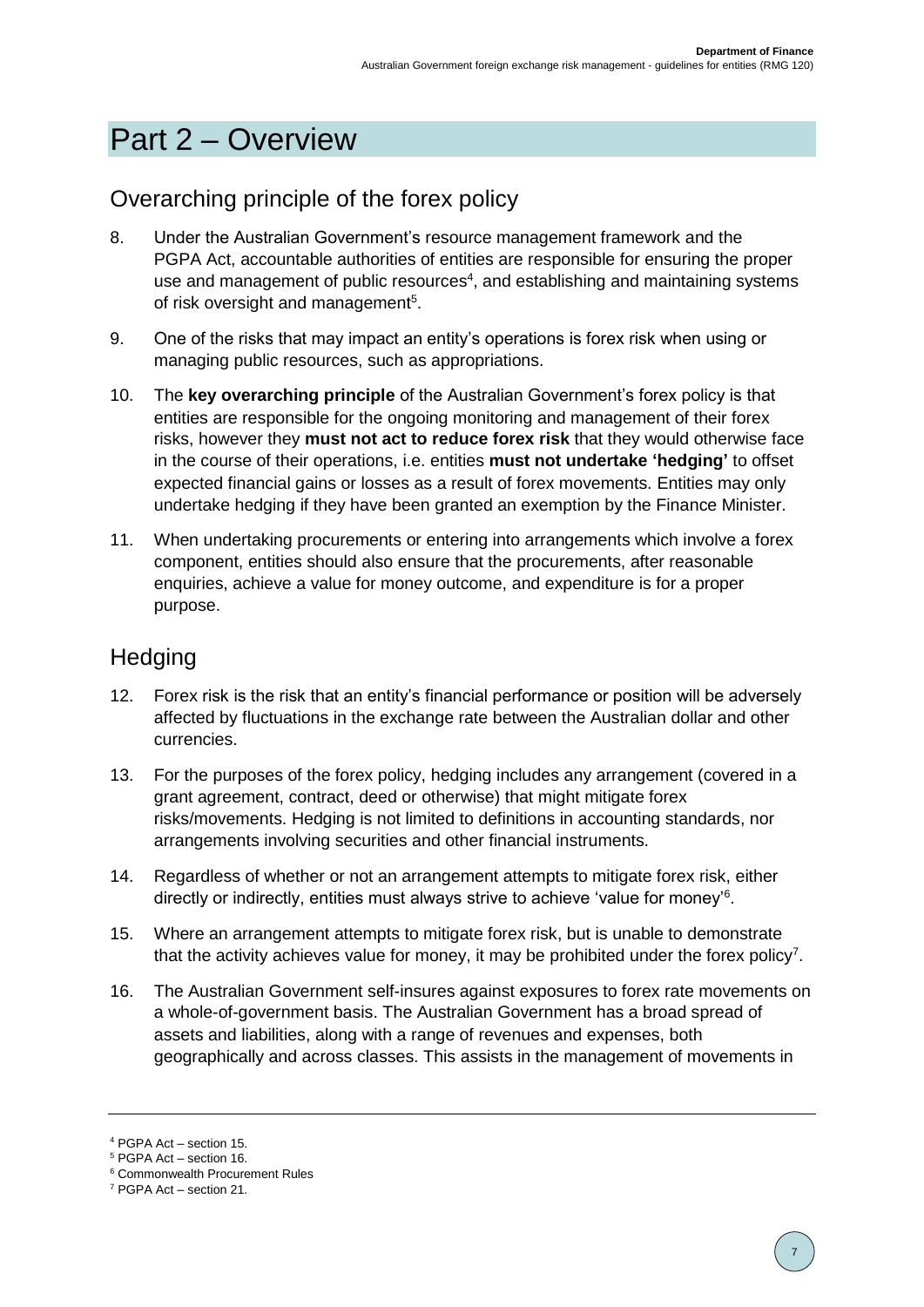# Part 2 – Overview

## Overarching principle of the forex policy

8. Under the Australian Government's resource management framework and the PGPA Act, accountable authorities of entities are responsible for ensuring the proper use and management of public resources[4], and establishing and maintaining systems of risk oversight and management[5].

9. One of the risks that may impact an entity's operations is forex risk when using or managing public resources, such as appropriations.

10. The **key overarching principle** of the Australian Government's forex policy is that entities are responsible for the ongoing monitoring and management of their forex risks, however they **must not act to reduce forex risk** that they would otherwise face in the course of their operations, i.e. entities **must not undertake 'hedging'** to offset expected financial gains or losses as a result of forex movements. Entities may only undertake hedging if they have been granted an exemption by the Finance Minister.

11. When undertaking procurements or entering into arrangements which involve a forex component, entities should also ensure that the procurements, after reasonable enquiries, achieve a value for money outcome, and expenditure is for a proper purpose.

## Hedging

12. Forex risk is the risk that an entity's financial performance or position will be adversely affected by fluctuations in the exchange rate between the Australian dollar and other currencies.

13. For the purposes of the forex policy, hedging includes any arrangement (covered in a grant agreement, contract, deed or otherwise) that might mitigate forex risks/movements. Hedging is not limited to definitions in accounting standards, nor arrangements involving securities and other financial instruments.

14. Regardless of whether or not an arrangement attempts to mitigate forex risk, either directly or indirectly, entities must always strive to achieve 'value for money'[6].

15. Where an arrangement attempts to mitigate forex risk, but is unable to demonstrate that the activity achieves value for money, it may be prohibited under the forex policy[7].

16. The Australian Government self-insures against exposures to forex rate movements on a whole-of-government basis. The Australian Government has a broad spread of assets and liabilities, along with a range of revenues and expenses, both geographically and across classes. This assists in the management of movements in

---

[4] PGPA Act – section 15.

[5] PGPA Act – section 16.

[6] Commonwealth Procurement Rules

[7] PGPA Act – section 21.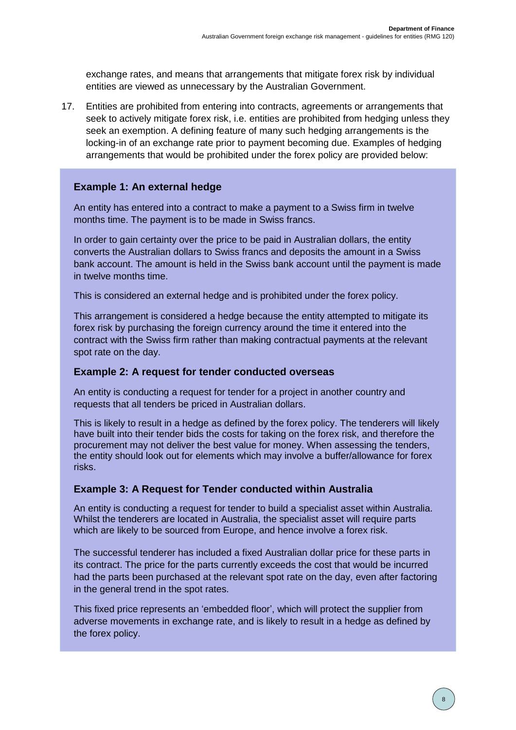exchange rates, and means that arrangements that mitigate forex risk by individual entities are viewed as unnecessary by the Australian Government.

17. Entities are prohibited from entering into contracts, agreements or arrangements that seek to actively mitigate forex risk, i.e. entities are prohibited from hedging unless they seek an exemption. A defining feature of many such hedging arrangements is the locking-in of an exchange rate prior to payment becoming due. Examples of hedging arrangements that would be prohibited under the forex policy are provided below:

### Example 1: An external hedge

An entity has entered into a contract to make a payment to a Swiss firm in twelve months time. The payment is to be made in Swiss francs.

In order to gain certainty over the price to be paid in Australian dollars, the entity converts the Australian dollars to Swiss francs and deposits the amount in a Swiss bank account. The amount is held in the Swiss bank account until the payment is made in twelve months time.

This is considered an external hedge and is prohibited under the forex policy.

This arrangement is considered a hedge because the entity attempted to mitigate its forex risk by purchasing the foreign currency around the time it entered into the contract with the Swiss firm rather than making contractual payments at the relevant spot rate on the day.

### Example 2: A request for tender conducted overseas

An entity is conducting a request for tender for a project in another country and requests that all tenders be priced in Australian dollars.

This is likely to result in a hedge as defined by the forex policy. The tenderers will likely have built into their tender bids the costs for taking on the forex risk, and therefore the procurement may not deliver the best value for money. When assessing the tenders, the entity should look out for elements which may involve a buffer/allowance for forex risks.

### Example 3: A Request for Tender conducted within Australia

An entity is conducting a request for tender to build a specialist asset within Australia. Whilst the tenderers are located in Australia, the specialist asset will require parts which are likely to be sourced from Europe, and hence involve a forex risk.

The successful tenderer has included a fixed Australian dollar price for these parts in its contract. The price for the parts currently exceeds the cost that would be incurred had the parts been purchased at the relevant spot rate on the day, even after factoring in the general trend in the spot rates.

This fixed price represents an 'embedded floor', which will protect the supplier from adverse movements in exchange rate, and is likely to result in a hedge as defined by the forex policy.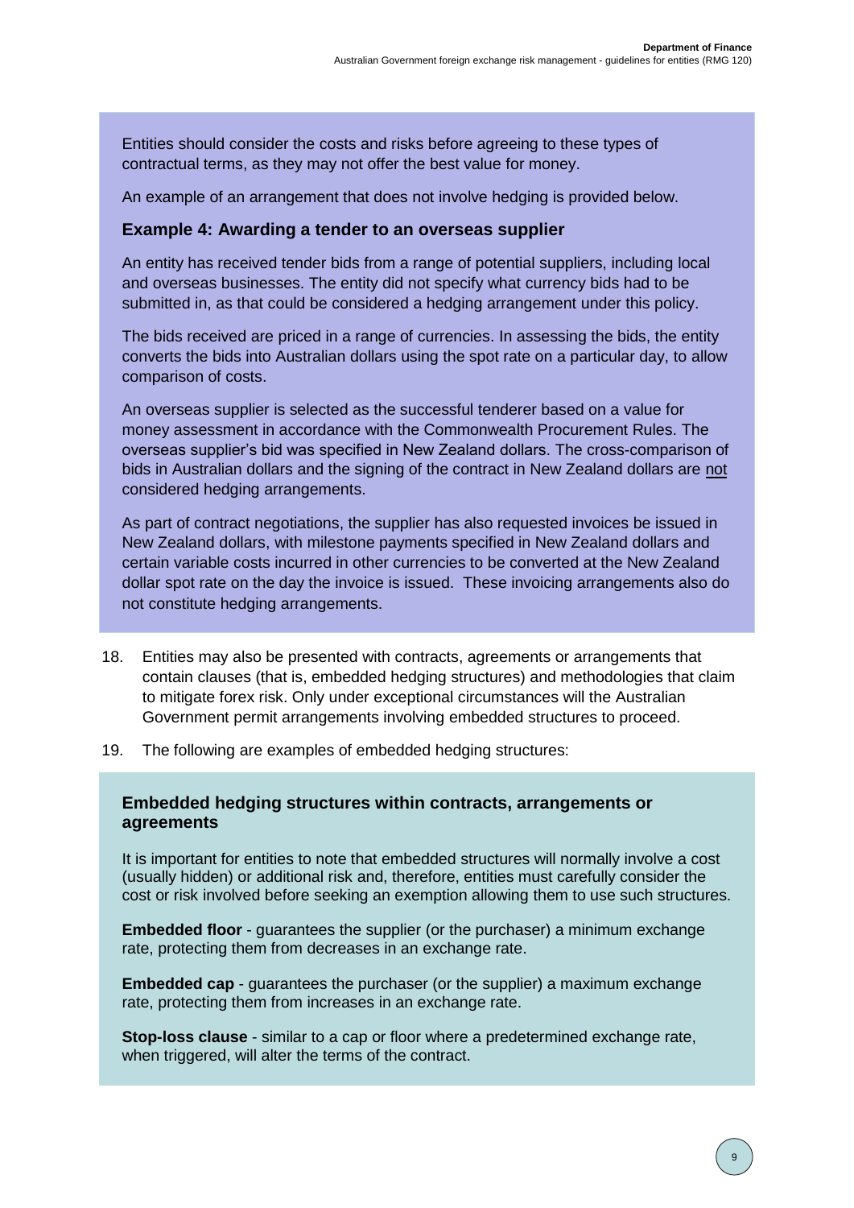Entities should consider the costs and risks before agreeing to these types of contractual terms, as they may not offer the best value for money.

An example of an arrangement that does not involve hedging is provided below.

### Example 4: Awarding a tender to an overseas supplier

An entity has received tender bids from a range of potential suppliers, including local and overseas businesses. The entity did not specify what currency bids had to be submitted in, as that could be considered a hedging arrangement under this policy.

The bids received are priced in a range of currencies. In assessing the bids, the entity converts the bids into Australian dollars using the spot rate on a particular day, to allow comparison of costs.

An overseas supplier is selected as the successful tenderer based on a value for money assessment in accordance with the Commonwealth Procurement Rules. The overseas supplier's bid was specified in New Zealand dollars. The cross-comparison of bids in Australian dollars and the signing of the contract in New Zealand dollars are <u>not</u> considered hedging arrangements.

As part of contract negotiations, the supplier has also requested invoices be issued in New Zealand dollars, with milestone payments specified in New Zealand dollars and certain variable costs incurred in other currencies to be converted at the New Zealand dollar spot rate on the day the invoice is issued. These invoicing arrangements also do not constitute hedging arrangements.

18. Entities may also be presented with contracts, agreements or arrangements that contain clauses (that is, embedded hedging structures) and methodologies that claim to mitigate forex risk. Only under exceptional circumstances will the Australian Government permit arrangements involving embedded structures to proceed.

19. The following are examples of embedded hedging structures:

### Embedded hedging structures within contracts, arrangements or agreements

It is important for entities to note that embedded structures will normally involve a cost (usually hidden) or additional risk and, therefore, entities must carefully consider the cost or risk involved before seeking an exemption allowing them to use such structures.

**Embedded floor** - guarantees the supplier (or the purchaser) a minimum exchange rate, protecting them from decreases in an exchange rate.

**Embedded cap** - guarantees the purchaser (or the supplier) a maximum exchange rate, protecting them from increases in an exchange rate.

**Stop-loss clause** - similar to a cap or floor where a predetermined exchange rate, when triggered, will alter the terms of the contract.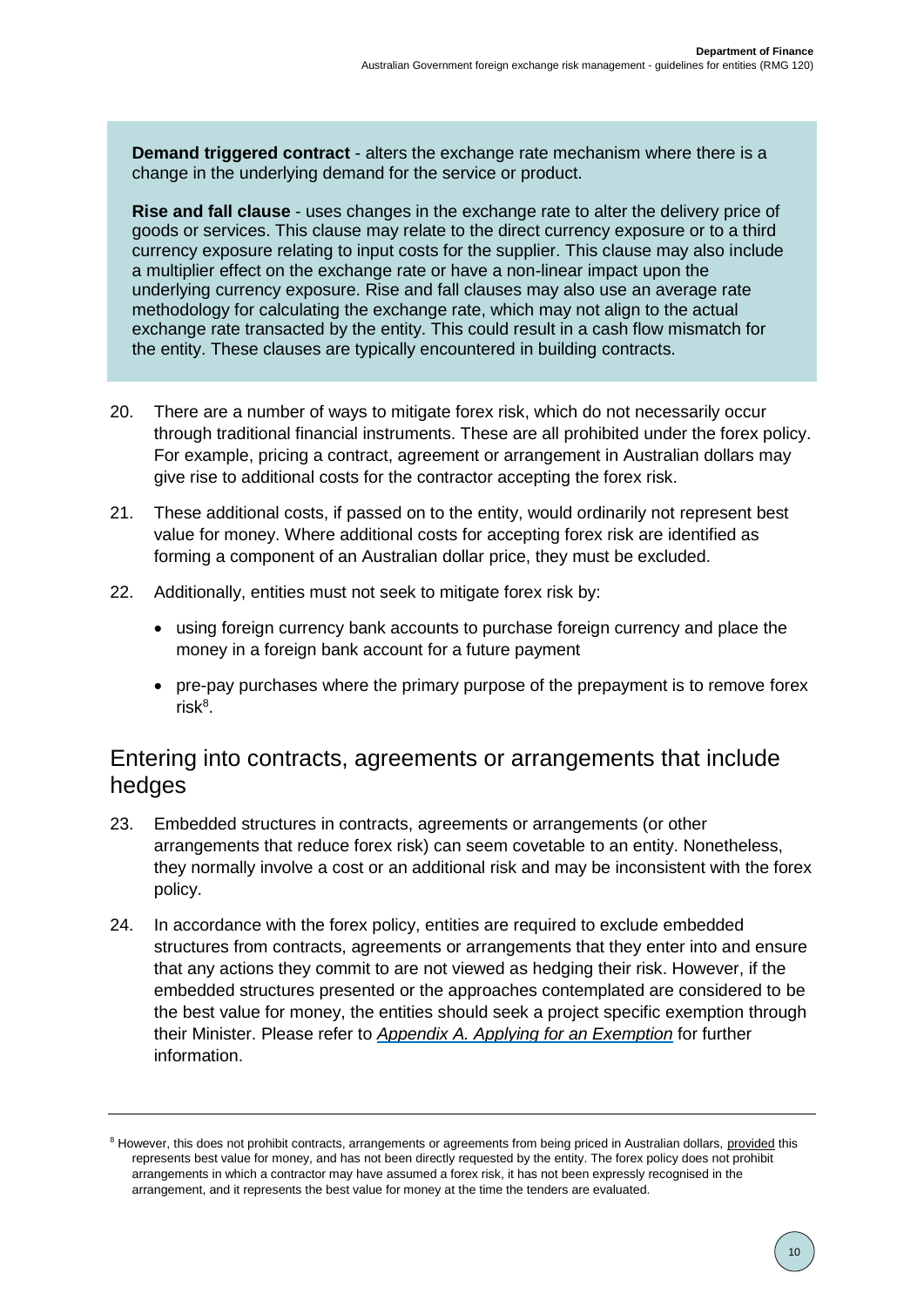**Demand triggered contract** - alters the exchange rate mechanism where there is a change in the underlying demand for the service or product.

**Rise and fall clause** - uses changes in the exchange rate to alter the delivery price of goods or services. This clause may relate to the direct currency exposure or to a third currency exposure relating to input costs for the supplier. This clause may also include a multiplier effect on the exchange rate or have a non-linear impact upon the underlying currency exposure. Rise and fall clauses may also use an average rate methodology for calculating the exchange rate, which may not align to the actual exchange rate transacted by the entity. This could result in a cash flow mismatch for the entity. These clauses are typically encountered in building contracts.

20. There are a number of ways to mitigate forex risk, which do not necessarily occur through traditional financial instruments. These are all prohibited under the forex policy. For example, pricing a contract, agreement or arrangement in Australian dollars may give rise to additional costs for the contractor accepting the forex risk.

21. These additional costs, if passed on to the entity, would ordinarily not represent best value for money. Where additional costs for accepting forex risk are identified as forming a component of an Australian dollar price, they must be excluded.

22. Additionally, entities must not seek to mitigate forex risk by:

    - using foreign currency bank accounts to purchase foreign currency and place the money in a foreign bank account for a future payment
    - pre-pay purchases where the primary purpose of the prepayment is to remove forex risk[8].

## Entering into contracts, agreements or arrangements that include hedges

23. Embedded structures in contracts, agreements or arrangements (or other arrangements that reduce forex risk) can seem covetable to an entity. Nonetheless, they normally involve a cost or an additional risk and may be inconsistent with the forex policy.

24. In accordance with the forex policy, entities are required to exclude embedded structures from contracts, agreements or arrangements that they enter into and ensure that any actions they commit to are not viewed as hedging their risk. However, if the embedded structures presented or the approaches contemplated are considered to be the best value for money, the entities should seek a project specific exemption through their Minister. Please refer to *Appendix A. Applying for an Exemption* for further information.

---

[8] However, this does not prohibit contracts, arrangements or agreements from being priced in Australian dollars, provided this represents best value for money, and has not been directly requested by the entity. The forex policy does not prohibit arrangements in which a contractor may have assumed a forex risk, it has not been expressly recognised in the arrangement, and it represents the best value for money at the time the tenders are evaluated.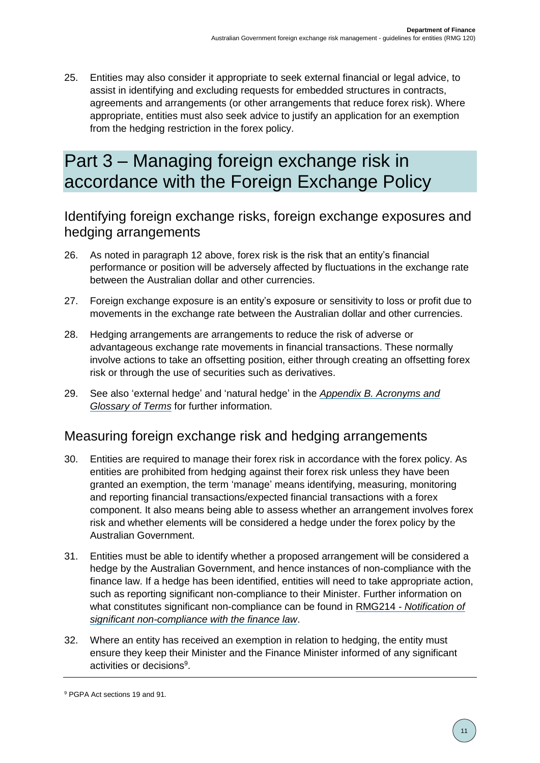25. Entities may also consider it appropriate to seek external financial or legal advice, to assist in identifying and excluding requests for embedded structures in contracts, agreements and arrangements (or other arrangements that reduce forex risk). Where appropriate, entities must also seek advice to justify an application for an exemption from the hedging restriction in the forex policy.

# Part 3 – Managing foreign exchange risk in accordance with the Foreign Exchange Policy

## Identifying foreign exchange risks, foreign exchange exposures and hedging arrangements

26. As noted in paragraph 12 above, forex risk is the risk that an entity's financial performance or position will be adversely affected by fluctuations in the exchange rate between the Australian dollar and other currencies.

27. Foreign exchange exposure is an entity's exposure or sensitivity to loss or profit due to movements in the exchange rate between the Australian dollar and other currencies.

28. Hedging arrangements are arrangements to reduce the risk of adverse or advantageous exchange rate movements in financial transactions. These normally involve actions to take an offsetting position, either through creating an offsetting forex risk or through the use of securities such as derivatives.

29. See also 'external hedge' and 'natural hedge' in the *Appendix B. Acronyms and Glossary of Terms* for further information.

## Measuring foreign exchange risk and hedging arrangements

30. Entities are required to manage their forex risk in accordance with the forex policy. As entities are prohibited from hedging against their forex risk unless they have been granted an exemption, the term 'manage' means identifying, measuring, monitoring and reporting financial transactions/expected financial transactions with a forex component. It also means being able to assess whether an arrangement involves forex risk and whether elements will be considered a hedge under the forex policy by the Australian Government.

31. Entities must be able to identify whether a proposed arrangement will be considered a hedge by the Australian Government, and hence instances of non-compliance with the finance law. If a hedge has been identified, entities will need to take appropriate action, such as reporting significant non-compliance to their Minister. Further information on what constitutes significant non-compliance can be found in RMG214 - *Notification of significant non-compliance with the finance law*.

32. Where an entity has received an exemption in relation to hedging, the entity must ensure they keep their Minister and the Finance Minister informed of any significant activities or decisions[9].

[9] PGPA Act sections 19 and 91.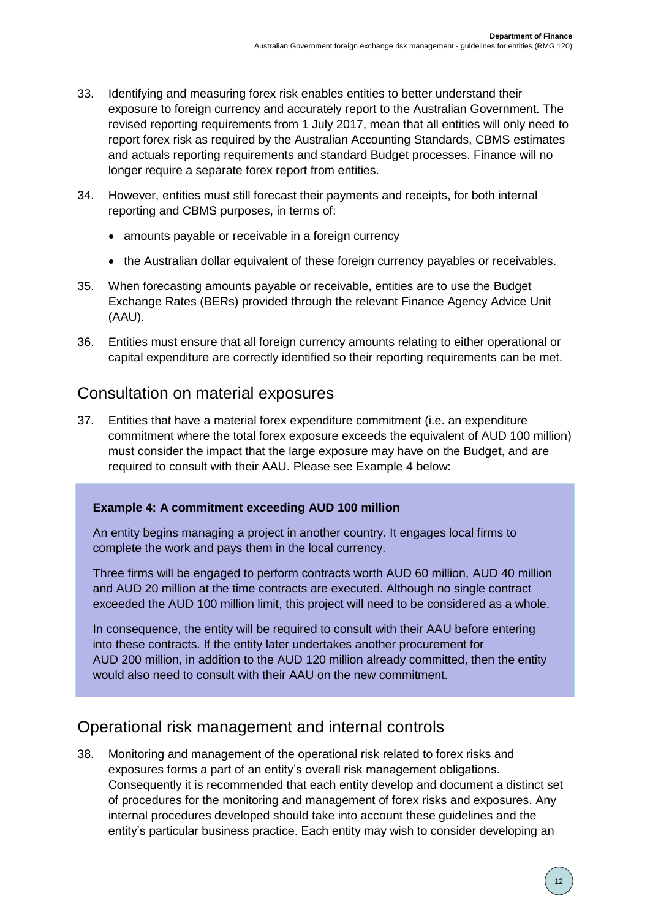33. Identifying and measuring forex risk enables entities to better understand their exposure to foreign currency and accurately report to the Australian Government. The revised reporting requirements from 1 July 2017, mean that all entities will only need to report forex risk as required by the Australian Accounting Standards, CBMS estimates and actuals reporting requirements and standard Budget processes. Finance will no longer require a separate forex report from entities.

34. However, entities must still forecast their payments and receipts, for both internal reporting and CBMS purposes, in terms of:

    - amounts payable or receivable in a foreign currency
    - the Australian dollar equivalent of these foreign currency payables or receivables.

35. When forecasting amounts payable or receivable, entities are to use the Budget Exchange Rates (BERs) provided through the relevant Finance Agency Advice Unit (AAU).

36. Entities must ensure that all foreign currency amounts relating to either operational or capital expenditure are correctly identified so their reporting requirements can be met.

## Consultation on material exposures

37. Entities that have a material forex expenditure commitment (i.e. an expenditure commitment where the total forex exposure exceeds the equivalent of AUD 100 million) must consider the impact that the large exposure may have on the Budget, and are required to consult with their AAU. Please see Example 4 below:

**Example 4: A commitment exceeding AUD 100 million**

An entity begins managing a project in another country. It engages local firms to complete the work and pays them in the local currency.

Three firms will be engaged to perform contracts worth AUD 60 million, AUD 40 million and AUD 20 million at the time contracts are executed. Although no single contract exceeded the AUD 100 million limit, this project will need to be considered as a whole.

In consequence, the entity will be required to consult with their AAU before entering into these contracts. If the entity later undertakes another procurement for AUD 200 million, in addition to the AUD 120 million already committed, then the entity would also need to consult with their AAU on the new commitment.

## Operational risk management and internal controls

38. Monitoring and management of the operational risk related to forex risks and exposures forms a part of an entity's overall risk management obligations. Consequently it is recommended that each entity develop and document a distinct set of procedures for the monitoring and management of forex risks and exposures. Any internal procedures developed should take into account these guidelines and the entity's particular business practice. Each entity may wish to consider developing an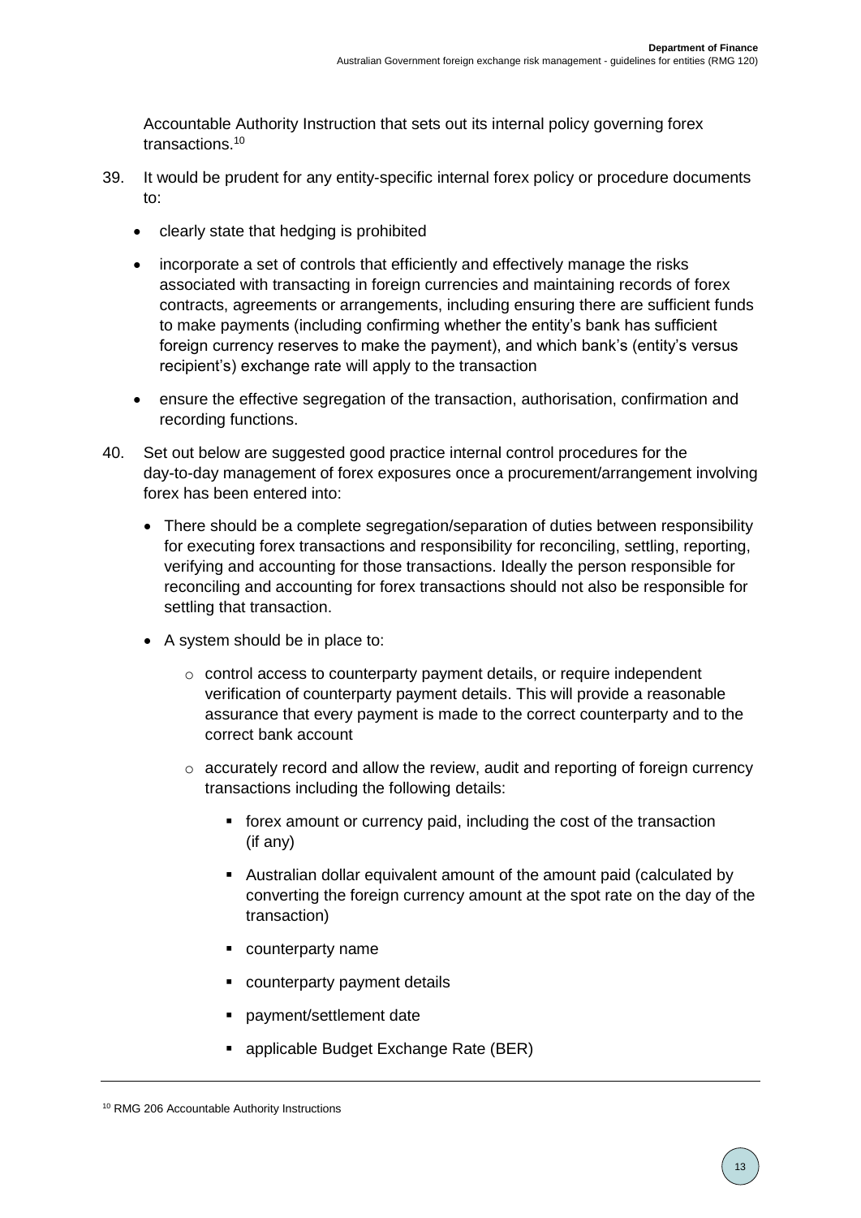Accountable Authority Instruction that sets out its internal policy governing forex transactions.[10]

39. It would be prudent for any entity-specific internal forex policy or procedure documents to:

    - clearly state that hedging is prohibited
    - incorporate a set of controls that efficiently and effectively manage the risks associated with transacting in foreign currencies and maintaining records of forex contracts, agreements or arrangements, including ensuring there are sufficient funds to make payments (including confirming whether the entity's bank has sufficient foreign currency reserves to make the payment), and which bank's (entity's versus recipient's) exchange rate will apply to the transaction
    - ensure the effective segregation of the transaction, authorisation, confirmation and recording functions.

40. Set out below are suggested good practice internal control procedures for the day-to-day management of forex exposures once a procurement/arrangement involving forex has been entered into:

    - There should be a complete segregation/separation of duties between responsibility for executing forex transactions and responsibility for reconciling, settling, reporting, verifying and accounting for those transactions. Ideally the person responsible for reconciling and accounting for forex transactions should not also be responsible for settling that transaction.
    - A system should be in place to:
        - control access to counterparty payment details, or require independent verification of counterparty payment details. This will provide a reasonable assurance that every payment is made to the correct counterparty and to the correct bank account
        - accurately record and allow the review, audit and reporting of foreign currency transactions including the following details:
            - forex amount or currency paid, including the cost of the transaction (if any)
            - Australian dollar equivalent amount of the amount paid (calculated by converting the foreign currency amount at the spot rate on the day of the transaction)
            - counterparty name
            - counterparty payment details
            - payment/settlement date
            - applicable Budget Exchange Rate (BER)

[10] RMG 206 Accountable Authority Instructions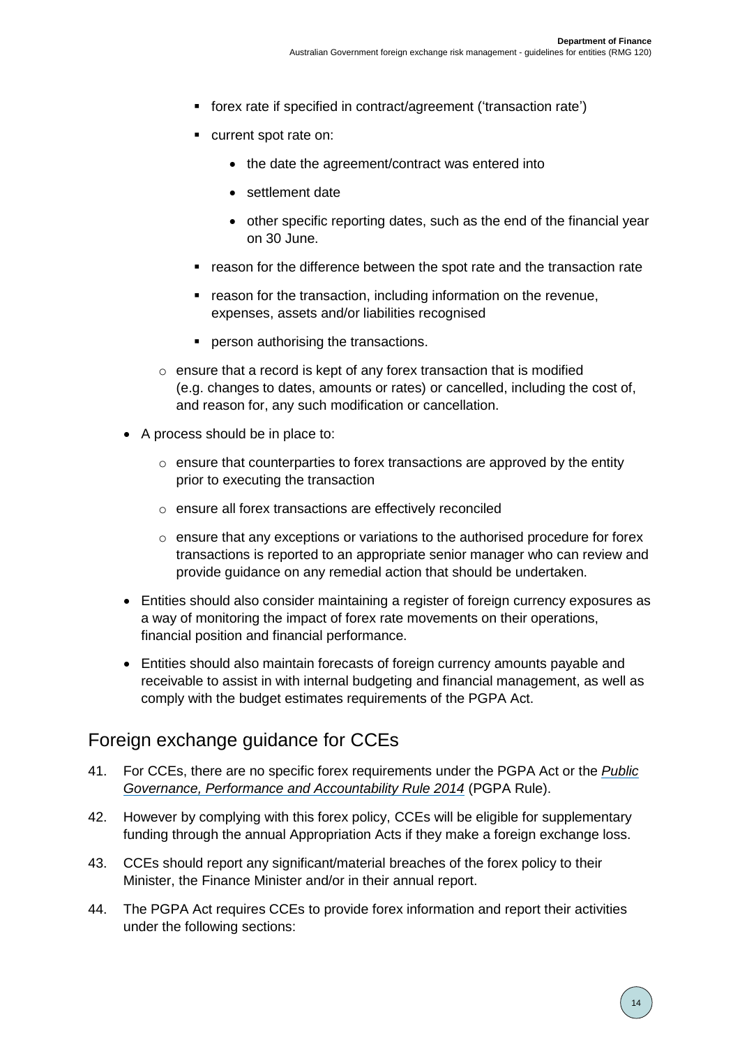- forex rate if specified in contract/agreement ('transaction rate')
    - current spot rate on:
      - the date the agreement/contract was entered into
      - settlement date
      - other specific reporting dates, such as the end of the financial year on 30 June.
    - reason for the difference between the spot rate and the transaction rate
    - reason for the transaction, including information on the revenue, expenses, assets and/or liabilities recognised
    - person authorising the transactions.
  - ensure that a record is kept of any forex transaction that is modified (e.g. changes to dates, amounts or rates) or cancelled, including the cost of, and reason for, any such modification or cancellation.
- A process should be in place to:
  - ensure that counterparties to forex transactions are approved by the entity prior to executing the transaction
  - ensure all forex transactions are effectively reconciled
  - ensure that any exceptions or variations to the authorised procedure for forex transactions is reported to an appropriate senior manager who can review and provide guidance on any remedial action that should be undertaken.
- Entities should also consider maintaining a register of foreign currency exposures as a way of monitoring the impact of forex rate movements on their operations, financial position and financial performance.
- Entities should also maintain forecasts of foreign currency amounts payable and receivable to assist in with internal budgeting and financial management, as well as comply with the budget estimates requirements of the PGPA Act.

## Foreign exchange guidance for CCEs

41. For CCEs, there are no specific forex requirements under the PGPA Act or the *Public Governance, Performance and Accountability Rule 2014* (PGPA Rule).
42. However by complying with this forex policy, CCEs will be eligible for supplementary funding through the annual Appropriation Acts if they make a foreign exchange loss.
43. CCEs should report any significant/material breaches of the forex policy to their Minister, the Finance Minister and/or in their annual report.
44. The PGPA Act requires CCEs to provide forex information and report their activities under the following sections: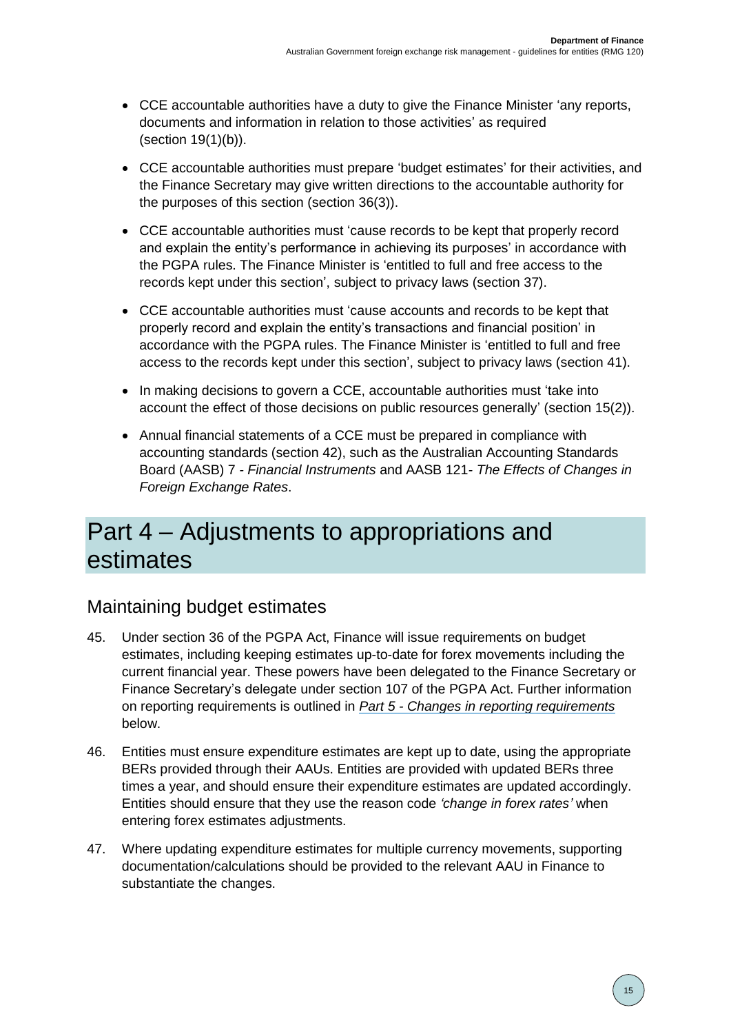- CCE accountable authorities have a duty to give the Finance Minister 'any reports, documents and information in relation to those activities' as required (section 19(1)(b)).
- CCE accountable authorities must prepare 'budget estimates' for their activities, and the Finance Secretary may give written directions to the accountable authority for the purposes of this section (section 36(3)).
- CCE accountable authorities must 'cause records to be kept that properly record and explain the entity's performance in achieving its purposes' in accordance with the PGPA rules. The Finance Minister is 'entitled to full and free access to the records kept under this section', subject to privacy laws (section 37).
- CCE accountable authorities must 'cause accounts and records to be kept that properly record and explain the entity's transactions and financial position' in accordance with the PGPA rules. The Finance Minister is 'entitled to full and free access to the records kept under this section', subject to privacy laws (section 41).
- In making decisions to govern a CCE, accountable authorities must 'take into account the effect of those decisions on public resources generally' (section 15(2)).
- Annual financial statements of a CCE must be prepared in compliance with accounting standards (section 42), such as the Australian Accounting Standards Board (AASB) 7 - *Financial Instruments* and AASB 121- *The Effects of Changes in Foreign Exchange Rates*.

# Part 4 – Adjustments to appropriations and estimates

## Maintaining budget estimates

45. Under section 36 of the PGPA Act, Finance will issue requirements on budget estimates, including keeping estimates up-to-date for forex movements including the current financial year. These powers have been delegated to the Finance Secretary or Finance Secretary's delegate under section 107 of the PGPA Act. Further information on reporting requirements is outlined in *Part 5 - Changes in reporting requirements* below.

46. Entities must ensure expenditure estimates are kept up to date, using the appropriate BERs provided through their AAUs. Entities are provided with updated BERs three times a year, and should ensure their expenditure estimates are updated accordingly. Entities should ensure that they use the reason code *'change in forex rates'* when entering forex estimates adjustments.

47. Where updating expenditure estimates for multiple currency movements, supporting documentation/calculations should be provided to the relevant AAU in Finance to substantiate the changes.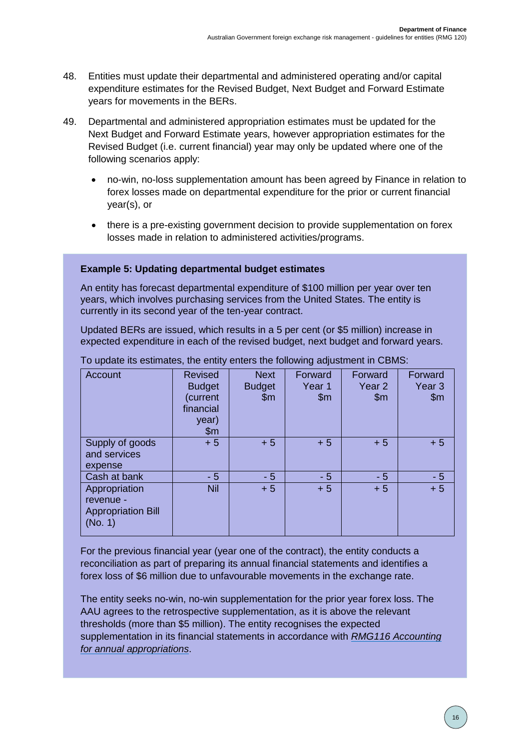48. Entities must update their departmental and administered operating and/or capital expenditure estimates for the Revised Budget, Next Budget and Forward Estimate years for movements in the BERs.

49. Departmental and administered appropriation estimates must be updated for the Next Budget and Forward Estimate years, however appropriation estimates for the Revised Budget (i.e. current financial) year may only be updated where one of the following scenarios apply:

    - no-win, no-loss supplementation amount has been agreed by Finance in relation to forex losses made on departmental expenditure for the prior or current financial year(s), or
    - there is a pre-existing government decision to provide supplementation on forex losses made in relation to administered activities/programs.

**Example 5: Updating departmental budget estimates**

An entity has forecast departmental expenditure of $100 million per year over ten years, which involves purchasing services from the United States. The entity is currently in its second year of the ten-year contract.

Updated BERs are issued, which results in a 5 per cent (or $5 million) increase in expected expenditure in each of the revised budget, next budget and forward years.

To update its estimates, the entity enters the following adjustment in CBMS:

| Account | Revised Budget (current financial year) $m | Next Budget $m | Forward Year 1 $m | Forward Year 2 $m | Forward Year 3 $m |
|---|---|---|---|---|---|
| Supply of goods and services expense | + 5 | + 5 | + 5 | + 5 | + 5 |
| Cash at bank | - 5 | - 5 | - 5 | - 5 | - 5 |
| Appropriation revenue - Appropriation Bill (No. 1) | Nil | + 5 | + 5 | + 5 | + 5 |

For the previous financial year (year one of the contract), the entity conducts a reconciliation as part of preparing its annual financial statements and identifies a forex loss of $6 million due to unfavourable movements in the exchange rate.

The entity seeks no-win, no-win supplementation for the prior year forex loss. The AAU agrees to the retrospective supplementation, as it is above the relevant thresholds (more than $5 million). The entity recognises the expected supplementation in its financial statements in accordance with *RMG116 Accounting for annual appropriations*.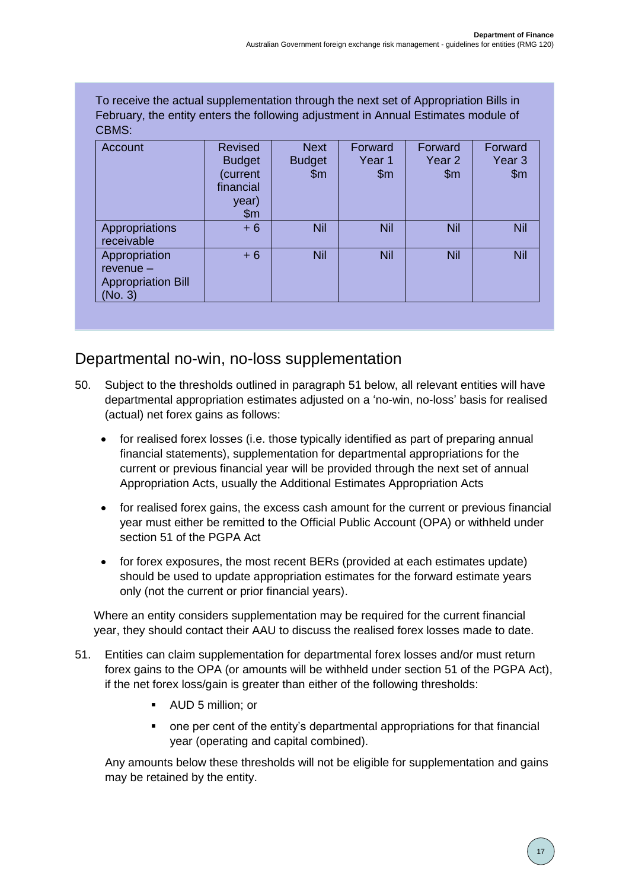To receive the actual supplementation through the next set of Appropriation Bills in February, the entity enters the following adjustment in Annual Estimates module of CBMS:

| Account | Revised Budget (current financial year) $m | Next Budget $m | Forward Year 1 $m | Forward Year 2 $m | Forward Year 3 $m |
|---|---|---|---|---|---|
| Appropriations receivable | + 6 | Nil | Nil | Nil | Nil |
| Appropriation revenue – Appropriation Bill (No. 3) | + 6 | Nil | Nil | Nil | Nil |

## Departmental no-win, no-loss supplementation

50. Subject to the thresholds outlined in paragraph 51 below, all relevant entities will have departmental appropriation estimates adjusted on a 'no-win, no-loss' basis for realised (actual) net forex gains as follows:

    - for realised forex losses (i.e. those typically identified as part of preparing annual financial statements), supplementation for departmental appropriations for the current or previous financial year will be provided through the next set of annual Appropriation Acts, usually the Additional Estimates Appropriation Acts
    - for realised forex gains, the excess cash amount for the current or previous financial year must either be remitted to the Official Public Account (OPA) or withheld under section 51 of the PGPA Act
    - for forex exposures, the most recent BERs (provided at each estimates update) should be used to update appropriation estimates for the forward estimate years only (not the current or prior financial years).

    Where an entity considers supplementation may be required for the current financial year, they should contact their AAU to discuss the realised forex losses made to date.

51. Entities can claim supplementation for departmental forex losses and/or must return forex gains to the OPA (or amounts will be withheld under section 51 of the PGPA Act), if the net forex loss/gain is greater than either of the following thresholds:

    - AUD 5 million; or
    - one per cent of the entity's departmental appropriations for that financial year (operating and capital combined).

    Any amounts below these thresholds will not be eligible for supplementation and gains may be retained by the entity.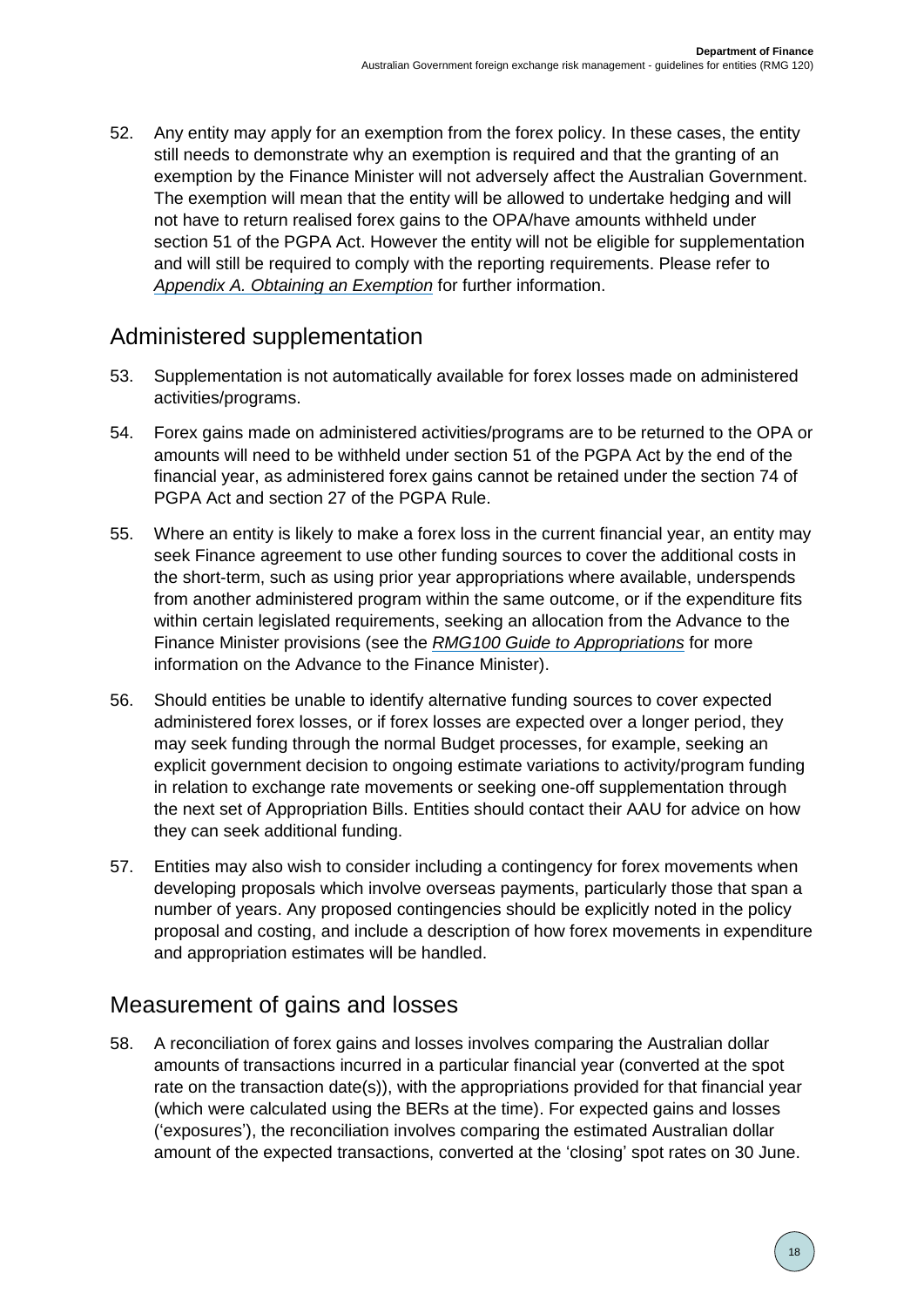52. Any entity may apply for an exemption from the forex policy. In these cases, the entity still needs to demonstrate why an exemption is required and that the granting of an exemption by the Finance Minister will not adversely affect the Australian Government. The exemption will mean that the entity will be allowed to undertake hedging and will not have to return realised forex gains to the OPA/have amounts withheld under section 51 of the PGPA Act. However the entity will not be eligible for supplementation and will still be required to comply with the reporting requirements. Please refer to *Appendix A. Obtaining an Exemption* for further information.

## Administered supplementation

53. Supplementation is not automatically available for forex losses made on administered activities/programs.

54. Forex gains made on administered activities/programs are to be returned to the OPA or amounts will need to be withheld under section 51 of the PGPA Act by the end of the financial year, as administered forex gains cannot be retained under the section 74 of PGPA Act and section 27 of the PGPA Rule.

55. Where an entity is likely to make a forex loss in the current financial year, an entity may seek Finance agreement to use other funding sources to cover the additional costs in the short-term, such as using prior year appropriations where available, underspends from another administered program within the same outcome, or if the expenditure fits within certain legislated requirements, seeking an allocation from the Advance to the Finance Minister provisions (see the *RMG100 Guide to Appropriations* for more information on the Advance to the Finance Minister).

56. Should entities be unable to identify alternative funding sources to cover expected administered forex losses, or if forex losses are expected over a longer period, they may seek funding through the normal Budget processes, for example, seeking an explicit government decision to ongoing estimate variations to activity/program funding in relation to exchange rate movements or seeking one-off supplementation through the next set of Appropriation Bills. Entities should contact their AAU for advice on how they can seek additional funding.

57. Entities may also wish to consider including a contingency for forex movements when developing proposals which involve overseas payments, particularly those that span a number of years. Any proposed contingencies should be explicitly noted in the policy proposal and costing, and include a description of how forex movements in expenditure and appropriation estimates will be handled.

## Measurement of gains and losses

58. A reconciliation of forex gains and losses involves comparing the Australian dollar amounts of transactions incurred in a particular financial year (converted at the spot rate on the transaction date(s)), with the appropriations provided for that financial year (which were calculated using the BERs at the time). For expected gains and losses ('exposures'), the reconciliation involves comparing the estimated Australian dollar amount of the expected transactions, converted at the 'closing' spot rates on 30 June.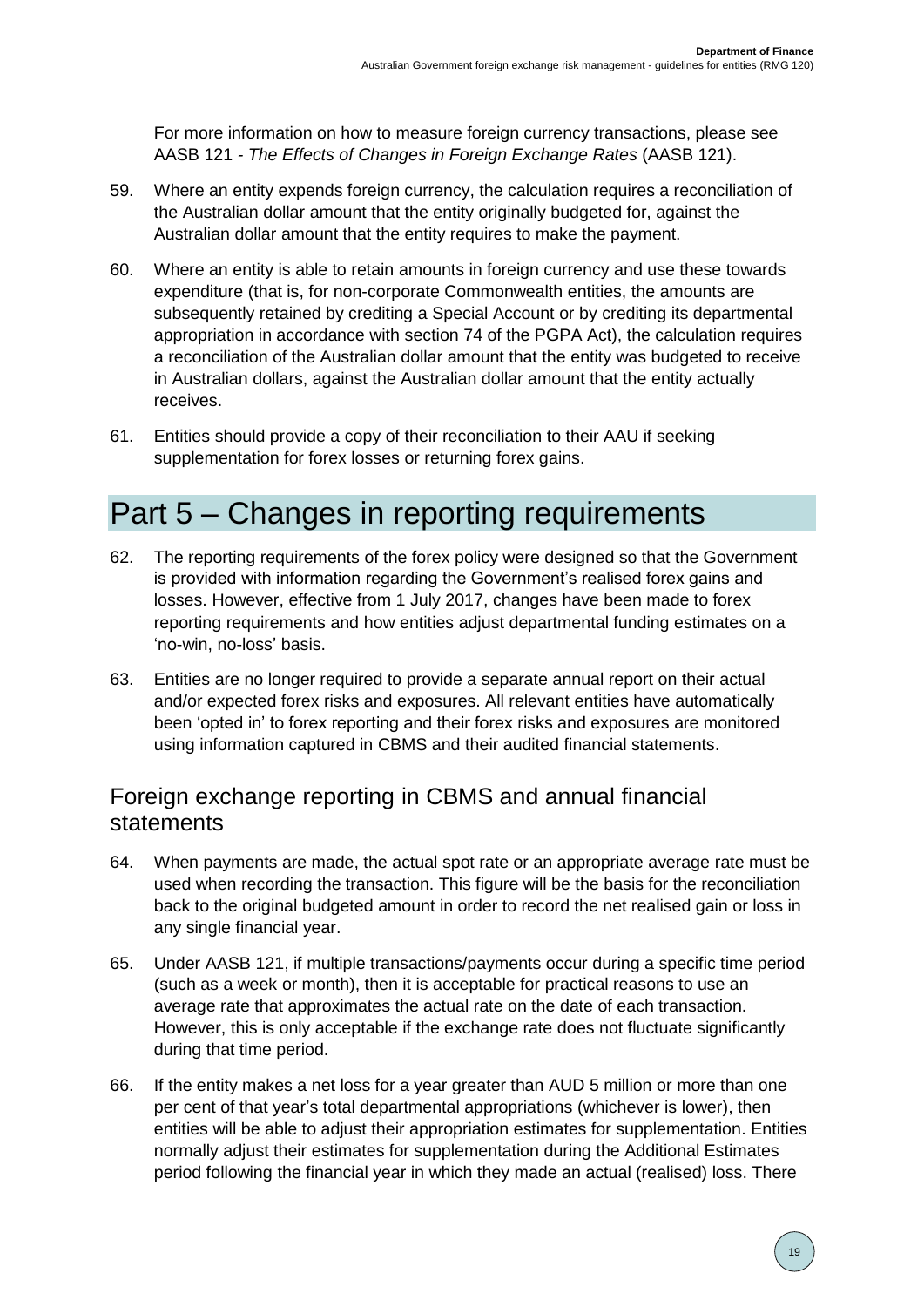For more information on how to measure foreign currency transactions, please see AASB 121 - *The Effects of Changes in Foreign Exchange Rates* (AASB 121).

59. Where an entity expends foreign currency, the calculation requires a reconciliation of the Australian dollar amount that the entity originally budgeted for, against the Australian dollar amount that the entity requires to make the payment.

60. Where an entity is able to retain amounts in foreign currency and use these towards expenditure (that is, for non-corporate Commonwealth entities, the amounts are subsequently retained by crediting a Special Account or by crediting its departmental appropriation in accordance with section 74 of the PGPA Act), the calculation requires a reconciliation of the Australian dollar amount that the entity was budgeted to receive in Australian dollars, against the Australian dollar amount that the entity actually receives.

61. Entities should provide a copy of their reconciliation to their AAU if seeking supplementation for forex losses or returning forex gains.

# Part 5 – Changes in reporting requirements

62. The reporting requirements of the forex policy were designed so that the Government is provided with information regarding the Government's realised forex gains and losses. However, effective from 1 July 2017, changes have been made to forex reporting requirements and how entities adjust departmental funding estimates on a 'no-win, no-loss' basis.

63. Entities are no longer required to provide a separate annual report on their actual and/or expected forex risks and exposures. All relevant entities have automatically been 'opted in' to forex reporting and their forex risks and exposures are monitored using information captured in CBMS and their audited financial statements.

## Foreign exchange reporting in CBMS and annual financial statements

64. When payments are made, the actual spot rate or an appropriate average rate must be used when recording the transaction. This figure will be the basis for the reconciliation back to the original budgeted amount in order to record the net realised gain or loss in any single financial year.

65. Under AASB 121, if multiple transactions/payments occur during a specific time period (such as a week or month), then it is acceptable for practical reasons to use an average rate that approximates the actual rate on the date of each transaction. However, this is only acceptable if the exchange rate does not fluctuate significantly during that time period.

66. If the entity makes a net loss for a year greater than AUD 5 million or more than one per cent of that year's total departmental appropriations (whichever is lower), then entities will be able to adjust their appropriation estimates for supplementation. Entities normally adjust their estimates for supplementation during the Additional Estimates period following the financial year in which they made an actual (realised) loss. There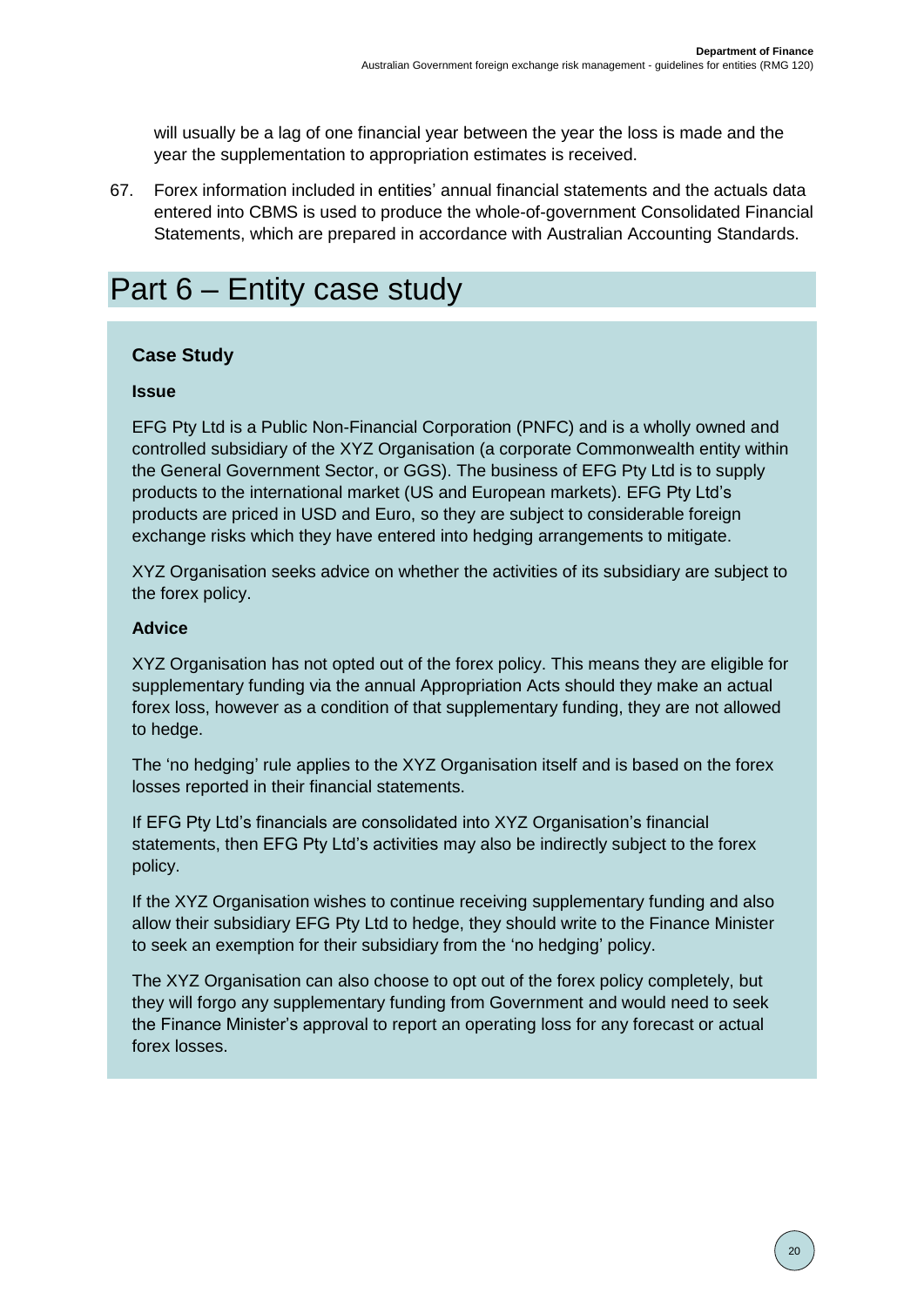will usually be a lag of one financial year between the year the loss is made and the year the supplementation to appropriation estimates is received.

67. Forex information included in entities' annual financial statements and the actuals data entered into CBMS is used to produce the whole-of-government Consolidated Financial Statements, which are prepared in accordance with Australian Accounting Standards.

# Part 6 – Entity case study

### Case Study

#### Issue

EFG Pty Ltd is a Public Non-Financial Corporation (PNFC) and is a wholly owned and controlled subsidiary of the XYZ Organisation (a corporate Commonwealth entity within the General Government Sector, or GGS). The business of EFG Pty Ltd is to supply products to the international market (US and European markets). EFG Pty Ltd's products are priced in USD and Euro, so they are subject to considerable foreign exchange risks which they have entered into hedging arrangements to mitigate.

XYZ Organisation seeks advice on whether the activities of its subsidiary are subject to the forex policy.

#### Advice

XYZ Organisation has not opted out of the forex policy. This means they are eligible for supplementary funding via the annual Appropriation Acts should they make an actual forex loss, however as a condition of that supplementary funding, they are not allowed to hedge.

The 'no hedging' rule applies to the XYZ Organisation itself and is based on the forex losses reported in their financial statements.

If EFG Pty Ltd's financials are consolidated into XYZ Organisation's financial statements, then EFG Pty Ltd's activities may also be indirectly subject to the forex policy.

If the XYZ Organisation wishes to continue receiving supplementary funding and also allow their subsidiary EFG Pty Ltd to hedge, they should write to the Finance Minister to seek an exemption for their subsidiary from the 'no hedging' policy.

The XYZ Organisation can also choose to opt out of the forex policy completely, but they will forgo any supplementary funding from Government and would need to seek the Finance Minister's approval to report an operating loss for any forecast or actual forex losses.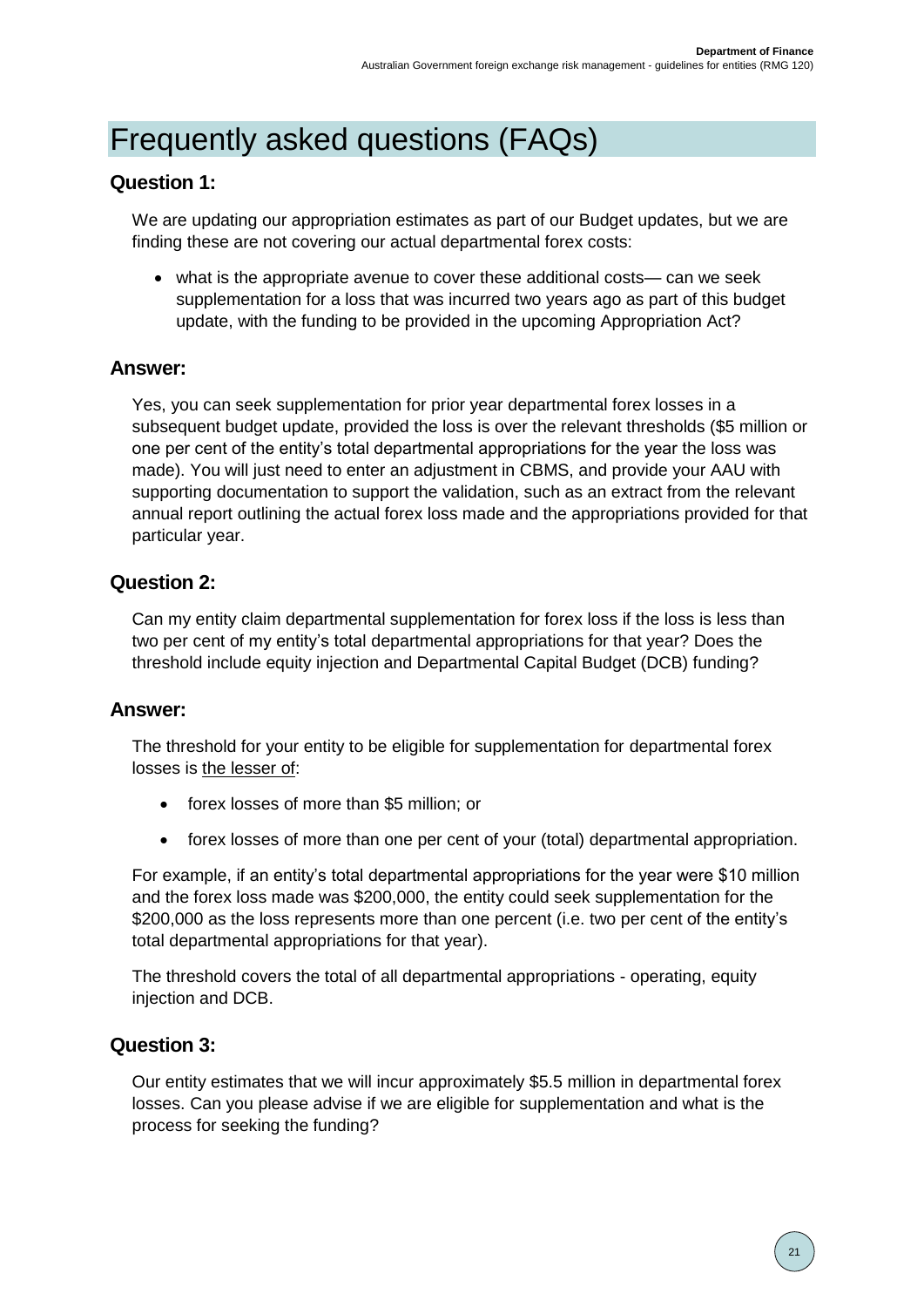# Frequently asked questions (FAQs)

## Question 1:

We are updating our appropriation estimates as part of our Budget updates, but we are finding these are not covering our actual departmental forex costs:

- what is the appropriate avenue to cover these additional costs— can we seek supplementation for a loss that was incurred two years ago as part of this budget update, with the funding to be provided in the upcoming Appropriation Act?

## Answer:

Yes, you can seek supplementation for prior year departmental forex losses in a subsequent budget update, provided the loss is over the relevant thresholds ($5 million or one per cent of the entity's total departmental appropriations for the year the loss was made). You will just need to enter an adjustment in CBMS, and provide your AAU with supporting documentation to support the validation, such as an extract from the relevant annual report outlining the actual forex loss made and the appropriations provided for that particular year.

## Question 2:

Can my entity claim departmental supplementation for forex loss if the loss is less than two per cent of my entity's total departmental appropriations for that year? Does the threshold include equity injection and Departmental Capital Budget (DCB) funding?

## Answer:

The threshold for your entity to be eligible for supplementation for departmental forex losses is <u>the lesser of</u>:

- forex losses of more than $5 million; or
- forex losses of more than one per cent of your (total) departmental appropriation.

For example, if an entity's total departmental appropriations for the year were $10 million and the forex loss made was $200,000, the entity could seek supplementation for the $200,000 as the loss represents more than one percent (i.e. two per cent of the entity's total departmental appropriations for that year).

The threshold covers the total of all departmental appropriations - operating, equity injection and DCB.

## Question 3:

Our entity estimates that we will incur approximately $5.5 million in departmental forex losses. Can you please advise if we are eligible for supplementation and what is the process for seeking the funding?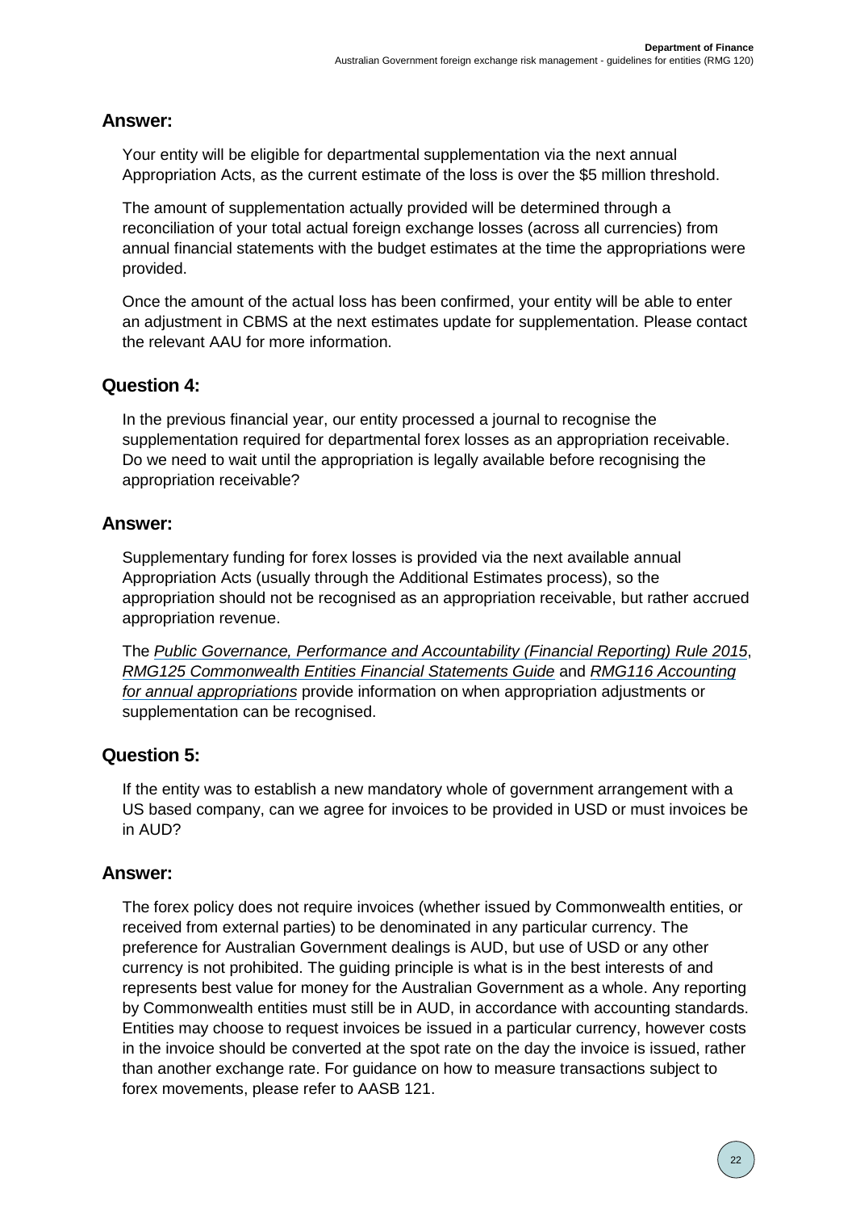## Answer:

Your entity will be eligible for departmental supplementation via the next annual Appropriation Acts, as the current estimate of the loss is over the $5 million threshold.

The amount of supplementation actually provided will be determined through a reconciliation of your total actual foreign exchange losses (across all currencies) from annual financial statements with the budget estimates at the time the appropriations were provided.

Once the amount of the actual loss has been confirmed, your entity will be able to enter an adjustment in CBMS at the next estimates update for supplementation. Please contact the relevant AAU for more information.

## Question 4:

In the previous financial year, our entity processed a journal to recognise the supplementation required for departmental forex losses as an appropriation receivable. Do we need to wait until the appropriation is legally available before recognising the appropriation receivable?

## Answer:

Supplementary funding for forex losses is provided via the next available annual Appropriation Acts (usually through the Additional Estimates process), so the appropriation should not be recognised as an appropriation receivable, but rather accrued appropriation revenue.

The *Public Governance, Performance and Accountability (Financial Reporting) Rule 2015*, *RMG125 Commonwealth Entities Financial Statements Guide* and *RMG116 Accounting for annual appropriations* provide information on when appropriation adjustments or supplementation can be recognised.

## Question 5:

If the entity was to establish a new mandatory whole of government arrangement with a US based company, can we agree for invoices to be provided in USD or must invoices be in AUD?

## Answer:

The forex policy does not require invoices (whether issued by Commonwealth entities, or received from external parties) to be denominated in any particular currency. The preference for Australian Government dealings is AUD, but use of USD or any other currency is not prohibited. The guiding principle is what is in the best interests of and represents best value for money for the Australian Government as a whole. Any reporting by Commonwealth entities must still be in AUD, in accordance with accounting standards. Entities may choose to request invoices be issued in a particular currency, however costs in the invoice should be converted at the spot rate on the day the invoice is issued, rather than another exchange rate. For guidance on how to measure transactions subject to forex movements, please refer to AASB 121.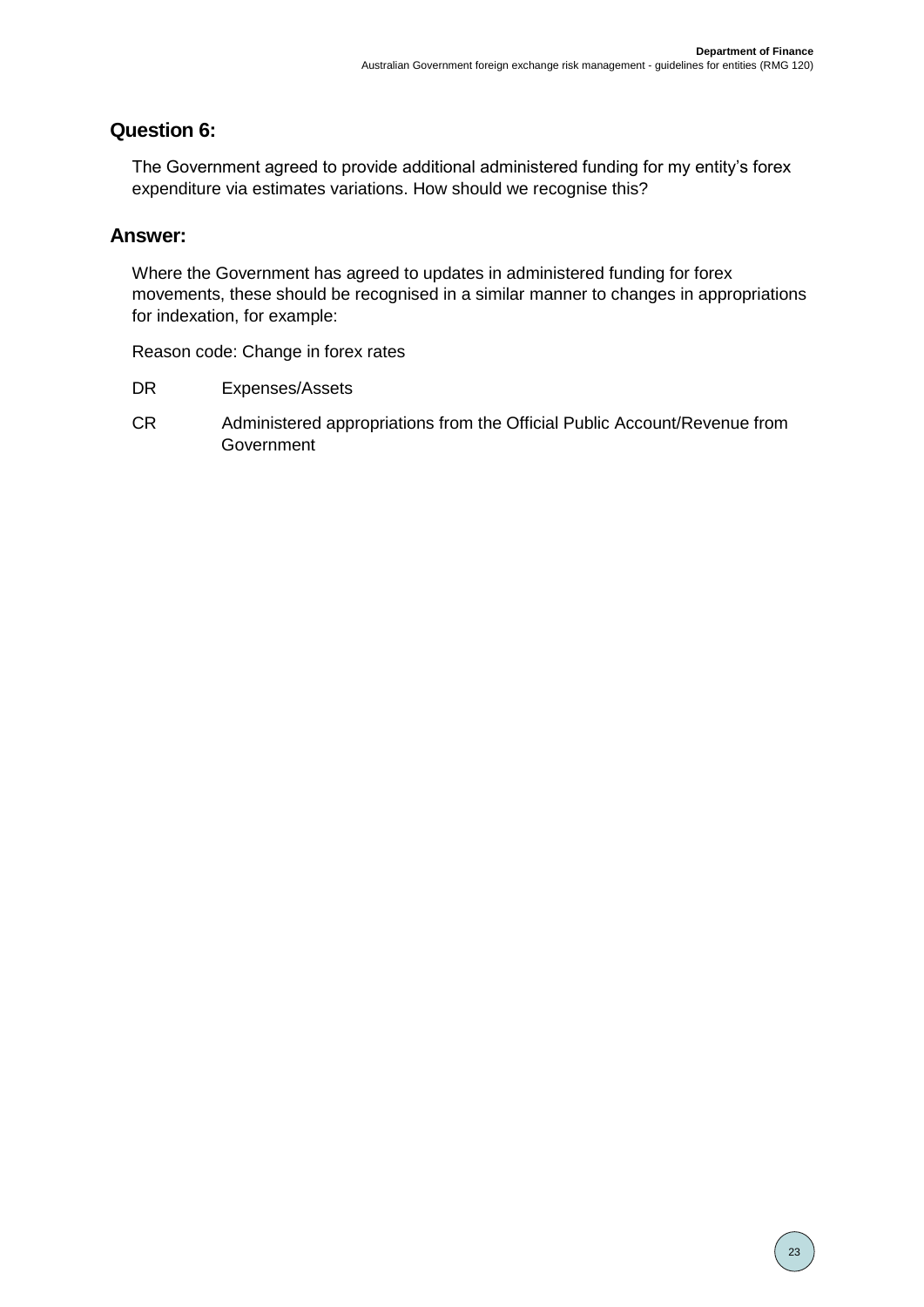## Question 6:

The Government agreed to provide additional administered funding for my entity's forex expenditure via estimates variations. How should we recognise this?

## Answer:

Where the Government has agreed to updates in administered funding for forex movements, these should be recognised in a similar manner to changes in appropriations for indexation, for example:

Reason code: Change in forex rates

DR Expenses/Assets

CR Administered appropriations from the Official Public Account/Revenue from Government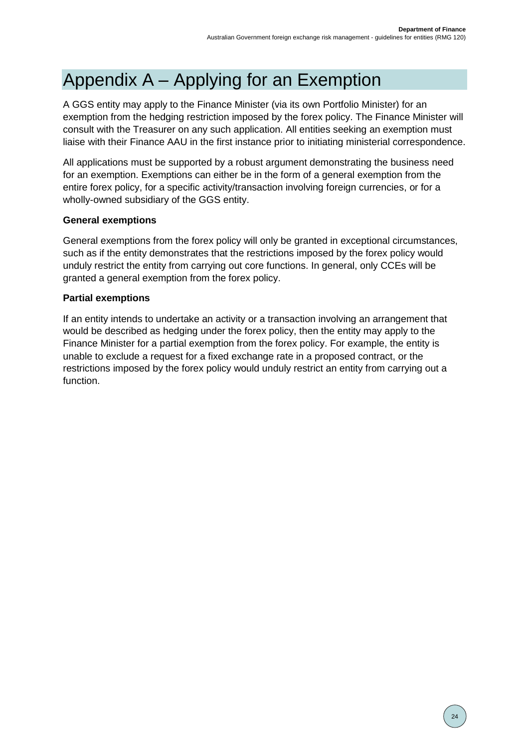# Appendix A – Applying for an Exemption

A GGS entity may apply to the Finance Minister (via its own Portfolio Minister) for an exemption from the hedging restriction imposed by the forex policy. The Finance Minister will consult with the Treasurer on any such application. All entities seeking an exemption must liaise with their Finance AAU in the first instance prior to initiating ministerial correspondence.

All applications must be supported by a robust argument demonstrating the business need for an exemption. Exemptions can either be in the form of a general exemption from the entire forex policy, for a specific activity/transaction involving foreign currencies, or for a wholly-owned subsidiary of the GGS entity.

**General exemptions**

General exemptions from the forex policy will only be granted in exceptional circumstances, such as if the entity demonstrates that the restrictions imposed by the forex policy would unduly restrict the entity from carrying out core functions. In general, only CCEs will be granted a general exemption from the forex policy.

**Partial exemptions**

If an entity intends to undertake an activity or a transaction involving an arrangement that would be described as hedging under the forex policy, then the entity may apply to the Finance Minister for a partial exemption from the forex policy. For example, the entity is unable to exclude a request for a fixed exchange rate in a proposed contract, or the restrictions imposed by the forex policy would unduly restrict an entity from carrying out a function.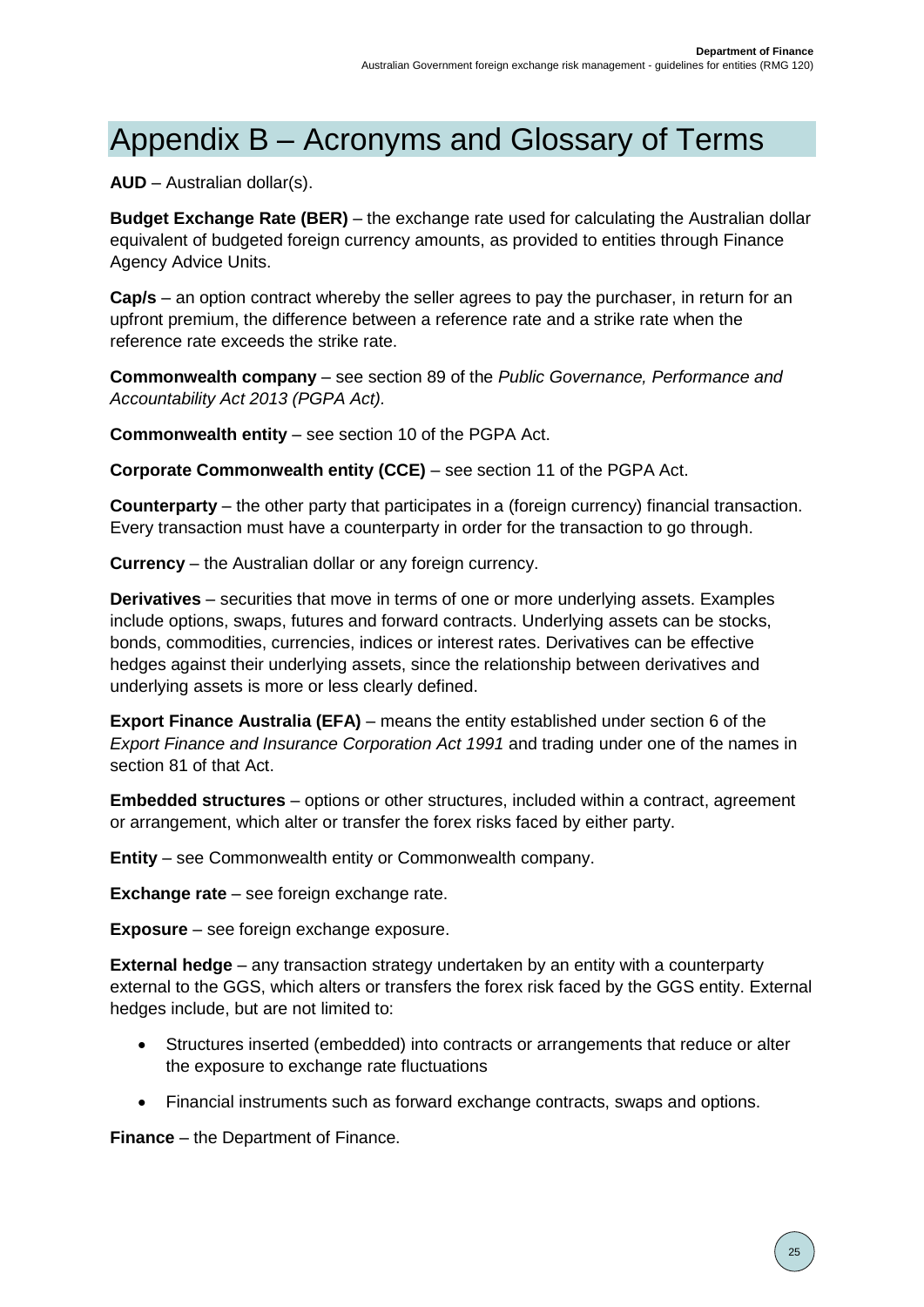# Appendix B – Acronyms and Glossary of Terms

**AUD** – Australian dollar(s).

**Budget Exchange Rate (BER)** – the exchange rate used for calculating the Australian dollar equivalent of budgeted foreign currency amounts, as provided to entities through Finance Agency Advice Units.

**Cap/s** – an option contract whereby the seller agrees to pay the purchaser, in return for an upfront premium, the difference between a reference rate and a strike rate when the reference rate exceeds the strike rate.

**Commonwealth company** – see section 89 of the *Public Governance, Performance and Accountability Act 2013 (PGPA Act).*

**Commonwealth entity** – see section 10 of the PGPA Act.

**Corporate Commonwealth entity (CCE)** – see section 11 of the PGPA Act.

**Counterparty** – the other party that participates in a (foreign currency) financial transaction. Every transaction must have a counterparty in order for the transaction to go through.

**Currency** – the Australian dollar or any foreign currency.

**Derivatives** – securities that move in terms of one or more underlying assets. Examples include options, swaps, futures and forward contracts. Underlying assets can be stocks, bonds, commodities, currencies, indices or interest rates. Derivatives can be effective hedges against their underlying assets, since the relationship between derivatives and underlying assets is more or less clearly defined.

**Export Finance Australia (EFA)** – means the entity established under section 6 of the *Export Finance and Insurance Corporation Act 1991* and trading under one of the names in section 81 of that Act.

**Embedded structures** – options or other structures, included within a contract, agreement or arrangement, which alter or transfer the forex risks faced by either party.

**Entity** – see Commonwealth entity or Commonwealth company.

**Exchange rate** – see foreign exchange rate.

**Exposure** – see foreign exchange exposure.

**External hedge** – any transaction strategy undertaken by an entity with a counterparty external to the GGS, which alters or transfers the forex risk faced by the GGS entity. External hedges include, but are not limited to:

- Structures inserted (embedded) into contracts or arrangements that reduce or alter the exposure to exchange rate fluctuations
- Financial instruments such as forward exchange contracts, swaps and options.

**Finance** – the Department of Finance.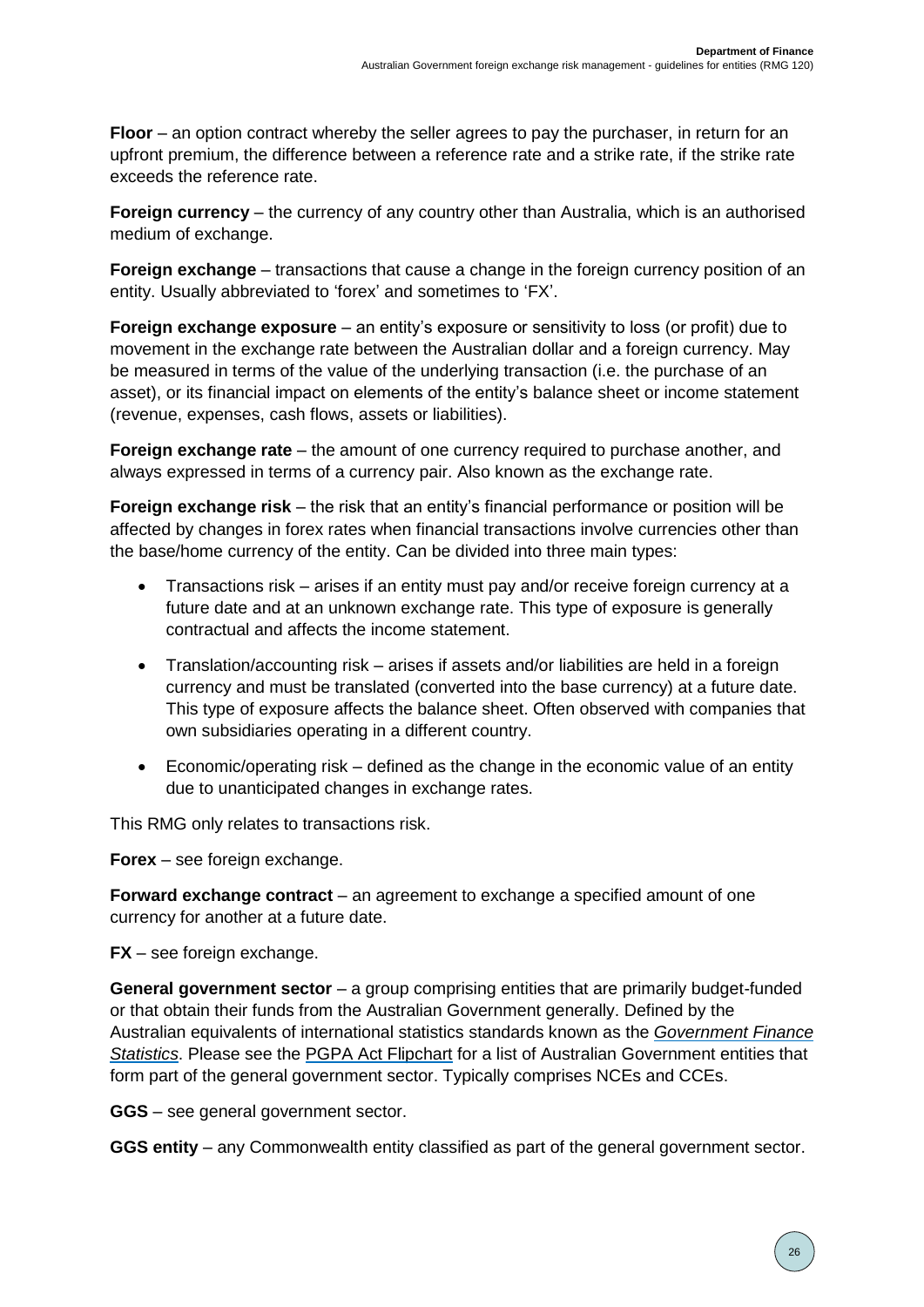**Floor** – an option contract whereby the seller agrees to pay the purchaser, in return for an upfront premium, the difference between a reference rate and a strike rate, if the strike rate exceeds the reference rate.

**Foreign currency** – the currency of any country other than Australia, which is an authorised medium of exchange.

**Foreign exchange** – transactions that cause a change in the foreign currency position of an entity. Usually abbreviated to 'forex' and sometimes to 'FX'.

**Foreign exchange exposure** – an entity's exposure or sensitivity to loss (or profit) due to movement in the exchange rate between the Australian dollar and a foreign currency. May be measured in terms of the value of the underlying transaction (i.e. the purchase of an asset), or its financial impact on elements of the entity's balance sheet or income statement (revenue, expenses, cash flows, assets or liabilities).

**Foreign exchange rate** – the amount of one currency required to purchase another, and always expressed in terms of a currency pair. Also known as the exchange rate.

**Foreign exchange risk** – the risk that an entity's financial performance or position will be affected by changes in forex rates when financial transactions involve currencies other than the base/home currency of the entity. Can be divided into three main types:

- Transactions risk – arises if an entity must pay and/or receive foreign currency at a future date and at an unknown exchange rate. This type of exposure is generally contractual and affects the income statement.
- Translation/accounting risk – arises if assets and/or liabilities are held in a foreign currency and must be translated (converted into the base currency) at a future date. This type of exposure affects the balance sheet. Often observed with companies that own subsidiaries operating in a different country.
- Economic/operating risk – defined as the change in the economic value of an entity due to unanticipated changes in exchange rates.

This RMG only relates to transactions risk.

**Forex** – see foreign exchange.

**Forward exchange contract** – an agreement to exchange a specified amount of one currency for another at a future date.

**FX** – see foreign exchange.

**General government sector** – a group comprising entities that are primarily budget-funded or that obtain their funds from the Australian Government generally. Defined by the Australian equivalents of international statistics standards known as the *Government Finance Statistics*. Please see the PGPA Act Flipchart for a list of Australian Government entities that form part of the general government sector. Typically comprises NCEs and CCEs.

**GGS** – see general government sector.

**GGS entity** – any Commonwealth entity classified as part of the general government sector.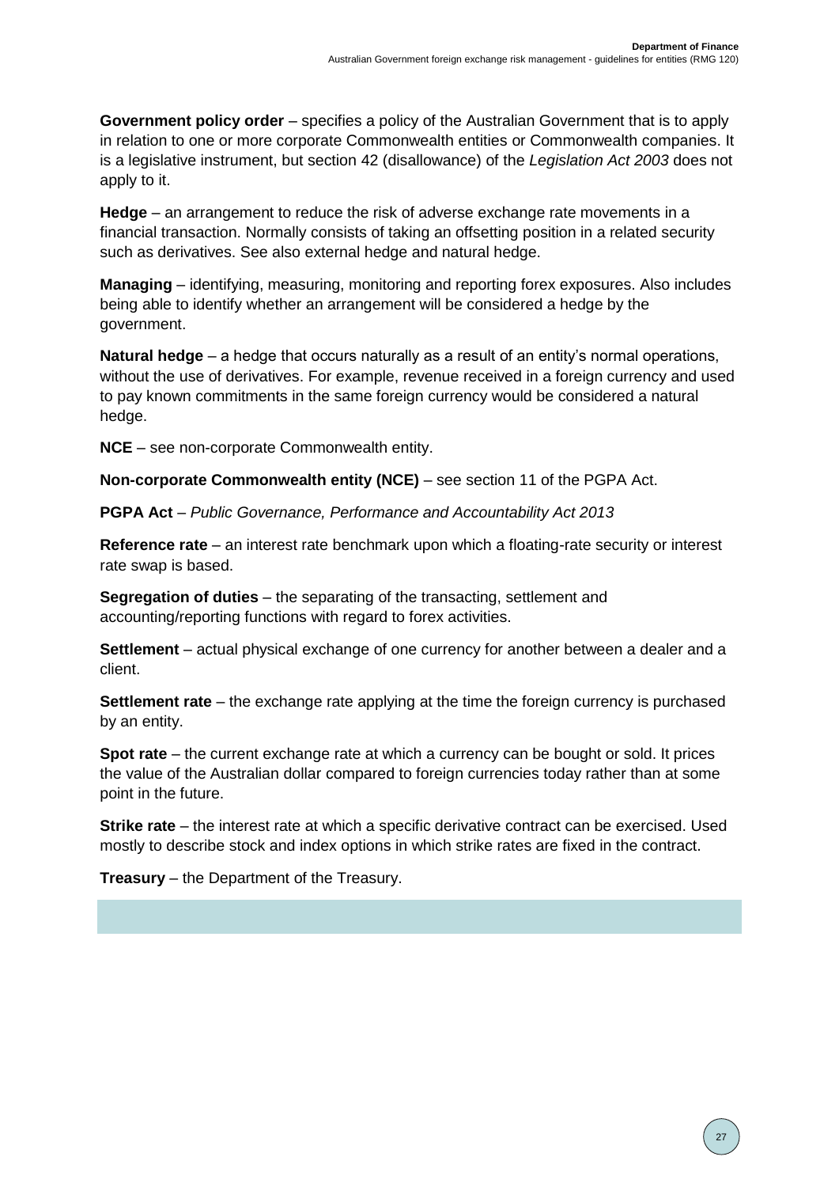**Government policy order** – specifies a policy of the Australian Government that is to apply in relation to one or more corporate Commonwealth entities or Commonwealth companies. It is a legislative instrument, but section 42 (disallowance) of the *Legislation Act 2003* does not apply to it.

**Hedge** – an arrangement to reduce the risk of adverse exchange rate movements in a financial transaction. Normally consists of taking an offsetting position in a related security such as derivatives. See also external hedge and natural hedge.

**Managing** – identifying, measuring, monitoring and reporting forex exposures. Also includes being able to identify whether an arrangement will be considered a hedge by the government.

**Natural hedge** – a hedge that occurs naturally as a result of an entity's normal operations, without the use of derivatives. For example, revenue received in a foreign currency and used to pay known commitments in the same foreign currency would be considered a natural hedge.

**NCE** – see non-corporate Commonwealth entity.

**Non-corporate Commonwealth entity (NCE)** – see section 11 of the PGPA Act.

**PGPA Act** – *Public Governance, Performance and Accountability Act 2013*

**Reference rate** – an interest rate benchmark upon which a floating-rate security or interest rate swap is based.

**Segregation of duties** – the separating of the transacting, settlement and accounting/reporting functions with regard to forex activities.

**Settlement** – actual physical exchange of one currency for another between a dealer and a client.

**Settlement rate** – the exchange rate applying at the time the foreign currency is purchased by an entity.

**Spot rate** – the current exchange rate at which a currency can be bought or sold. It prices the value of the Australian dollar compared to foreign currencies today rather than at some point in the future.

**Strike rate** – the interest rate at which a specific derivative contract can be exercised. Used mostly to describe stock and index options in which strike rates are fixed in the contract.

**Treasury** – the Department of the Treasury.